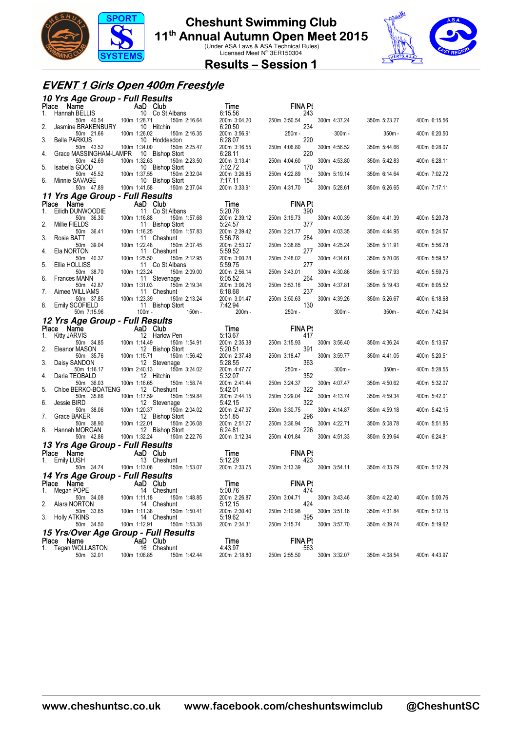# Cheshunt Swimming Club

## 11th Annual Autumn Open Meet 2015

(Under ASA Laws & ASA Technical Rules)
Licensed Meet N° 3ER150304

## Results – Session 1

### EVENT 1 Girls Open 400m Freestyle

#### 10 Yrs Age Group - Full Results

| Place | Name | AaD | Club | Time | FINA Pt |
|---|---|---|---|---|---|
| 1. | Hannah BELLIS | 10 | Co St Albans | 6:15.56 | 243 |
| | 50m 40.54 | 100m 1:28.71 | 150m 2:16.64 | 200m 3:04.20 | 250m 3:50.54 | 300m 4:37.24 | 350m 5:23.27 | 400m 6:15.56 |
| 2. | Jasmine BRAKENBURY | 10 | Hitchin | 6:20.50 | 234 |
| | 50m 21.66 | 100m 1:26.02 | 150m 2:16.35 | 200m 3:56.91 | 250m - | 300m - | 350m - | 400m 6:20.50 |
| 3. | Bella PARKUS | 10 | Hoddesdon | 6:28.07 | 220 |
| | 50m 43.52 | 100m 1:34.00 | 150m 2:25.47 | 200m 3:16.55 | 250m 4:06.80 | 300m 4:56.52 | 350m 5:44.66 | 400m 6:28.07 |
| 4. | Grace MASSINGHAM-LAMPR | 10 | Bishop Stort | 6:28.11 | 220 |
| | 50m 42.69 | 100m 1:32.63 | 150m 2:23.50 | 200m 3:13.41 | 250m 4:04.60 | 300m 4:53.80 | 350m 5:42.83 | 400m 6:28.11 |
| 5. | Isabella GOOD | 10 | Bishop Stort | 7:02.72 | 170 |
| | 50m 45.52 | 100m 1:37.55 | 150m 2:32.04 | 200m 3:26.85 | 250m 4:22.89 | 300m 5:19.14 | 350m 6:14.64 | 400m 7:02.72 |
| 6. | Minnie SAVAGE | 10 | Bishop Stort | 7:17.11 | 154 |
| | 50m 47.89 | 100m 1:41.58 | 150m 2:37.04 | 200m 3:33.91 | 250m 4:31.70 | 300m 5:28.61 | 350m 6:26.65 | 400m 7:17.11 |

#### 11 Yrs Age Group - Full Results

| Place | Name | AaD | Club | Time | FINA Pt |
|---|---|---|---|---|---|
| 1. | Eilidh DUNWOODIE | 11 | Co St Albans | 5:20.78 | 390 |
| | 50m 36.30 | 100m 1:16.88 | 150m 1:57.68 | 200m 2:39.12 | 250m 3:19.73 | 300m 4:00.39 | 350m 4:41.39 | 400m 5:20.78 |
| 2. | Millie FIELDS | 11 | Bishop Stort | 5:24.57 | 377 |
| | 50m 36.41 | 100m 1:16.25 | 150m 1:57.83 | 200m 2:39.42 | 250m 3:21.77 | 300m 4:03.35 | 350m 4:44.95 | 400m 5:24.57 |
| 3. | Rosie BATT | 11 | Cheshunt | 5:56.78 | 284 |
| | 50m 39.04 | 100m 1:22.48 | 150m 2:07.45 | 200m 2:53.07 | 250m 3:38.85 | 300m 4:25.24 | 350m 5:11.91 | 400m 5:56.78 |
| 4. | Ela NORTON | 11 | Cheshunt | 5:59.52 | 277 |
| | 50m 40.37 | 100m 1:25.50 | 150m 2:12.95 | 200m 3:00.28 | 250m 3:48.02 | 300m 4:34.61 | 350m 5:20.06 | 400m 5:59.52 |
| 5. | Ellie HOLLISS | 11 | Co St Albans | 5:59.75 | 277 |
| | 50m 38.70 | 100m 1:23.24 | 150m 2:09.00 | 200m 2:56.14 | 250m 3:43.01 | 300m 4:30.86 | 350m 5:17.93 | 400m 5:59.75 |
| 6. | Frances MANN | 11 | Stevenage | 6:05.52 | 264 |
| | 50m 42.87 | 100m 1:31.03 | 150m 2:19.34 | 200m 3:06.76 | 250m 3:53.16 | 300m 4:37.81 | 350m 5:19.43 | 400m 6:05.52 |
| 7. | Aimee WILLIAMS | 11 | Cheshunt | 6:18.68 | 237 |
| | 50m 37.85 | 100m 1:23.39 | 150m 2:13.24 | 200m 3:01.47 | 250m 3:50.63 | 300m 4:39.26 | 350m 5:26.67 | 400m 6:18.68 |
| 8. | Emily SCOFIELD | 11 | Bishop Stort | 7:42.94 | 130 |
| | 50m 7:15.96 | 100m - | 150m - | 200m - | 250m - | 300m - | 350m - | 400m 7:42.94 |

#### 12 Yrs Age Group - Full Results

| Place | Name | AaD | Club | Time | FINA Pt |
|---|---|---|---|---|---|
| 1. | Kitty JARVIS | 12 | Harlow Pen | 5:13.67 | 417 |
| | 50m 34.85 | 100m 1:14.49 | 150m 1:54.91 | 200m 2:35.38 | 250m 3:15.93 | 300m 3:56.40 | 350m 4:36.24 | 400m 5:13.67 |
| 2. | Eleanor MASON | 12 | Bishop Stort | 5:20.51 | 391 |
| | 50m 35.76 | 100m 1:15.71 | 150m 1:56.42 | 200m 2:37.48 | 250m 3:18.47 | 300m 3:59.77 | 350m 4:41.05 | 400m 5:20.51 |
| 3. | Daisy SANDON | 12 | Stevenage | 5:28.55 | 363 |
| | 50m 1:16.17 | 100m 2:40.13 | 150m 3:24.02 | 200m 4:47.77 | 250m - | 300m - | 350m - | 400m 5:28.55 |
| 4. | Daria TEOBALD | 12 | Hitchin | 5:32.07 | 352 |
| | 50m 36.03 | 100m 1:16.65 | 150m 1:58.74 | 200m 2:41.44 | 250m 3:24.37 | 300m 4:07.47 | 350m 4:50.62 | 400m 5:32.07 |
| 5. | Chloe BERKO-BOATENG | 12 | Cheshunt | 5:42.01 | 322 |
| | 50m 35.86 | 100m 1:17.59 | 150m 1:59.84 | 200m 2:44.15 | 250m 3:29.04 | 300m 4:13.74 | 350m 4:59.34 | 400m 5:42.01 |
| 6. | Jessie BIRD | 12 | Stevenage | 5:42.15 | 322 |
| | 50m 38.06 | 100m 1:20.37 | 150m 2:04.02 | 200m 2:47.97 | 250m 3:30.75 | 300m 4:14.87 | 350m 4:59.18 | 400m 5:42.15 |
| 7. | Grace BAKER | 12 | Bishop Stort | 5:51.85 | 296 |
| | 50m 38.90 | 100m 1:22.01 | 150m 2:06.08 | 200m 2:51.27 | 250m 3:36.94 | 300m 4:22.71 | 350m 5:08.78 | 400m 5:51.85 |
| 8. | Hannah MORGAN | 12 | Bishop Stort | 6:24.81 | 226 |
| | 50m 42.86 | 100m 1:32.24 | 150m 2:22.76 | 200m 3:12.34 | 250m 4:01.84 | 300m 4:51.33 | 350m 5:39.64 | 400m 6:24.81 |

#### 13 Yrs Age Group - Full Results

| Place | Name | AaD | Club | Time | FINA Pt |
|---|---|---|---|---|---|
| 1. | Emily LUSH | 13 | Cheshunt | 5:12.29 | 423 |
| | 50m 34.74 | 100m 1:13.06 | 150m 1:53.07 | 200m 2:33.75 | 250m 3:13.39 | 300m 3:54.11 | 350m 4:33.79 | 400m 5:12.29 |

#### 14 Yrs Age Group - Full Results

| Place | Name | AaD | Club | Time | FINA Pt |
|---|---|---|---|---|---|
| 1. | Megan POPE | 14 | Cheshunt | 5:00.76 | 474 |
| | 50m 34.08 | 100m 1:11.18 | 150m 1:48.85 | 200m 2:26.87 | 250m 3:04.71 | 300m 3:43.46 | 350m 4:22.40 | 400m 5:00.76 |
| 2. | Alara NORTON | 14 | Cheshunt | 5:12.15 | 424 |
| | 50m 33.65 | 100m 1:11.38 | 150m 1:50.41 | 200m 2:30.40 | 250m 3:10.98 | 300m 3:51.16 | 350m 4:31.84 | 400m 5:12.15 |
| 3. | Holly ATKINS | 14 | Cheshunt | 5:19.62 | 395 |
| | 50m 34.50 | 100m 1:12.91 | 150m 1:53.38 | 200m 2:34.31 | 250m 3:15.74 | 300m 3:57.70 | 350m 4:39.74 | 400m 5:19.62 |

#### 15 Yrs/Over Age Group - Full Results

| Place | Name | AaD | Club | Time | FINA Pt |
|---|---|---|---|---|---|
| 1. | Tegan WOLLASTON | 16 | Cheshunt | 4:43.97 | 563 |
| | 50m 32.01 | 100m 1:06.85 | 150m 1:42.44 | 200m 2:18.80 | 250m 2:55.50 | 300m 3:32.07 | 350m 4:08.54 | 400m 4:43.97 |

www.cheshuntsc.co.uk www.facebook.com/cheshuntswimclub @CheshuntSC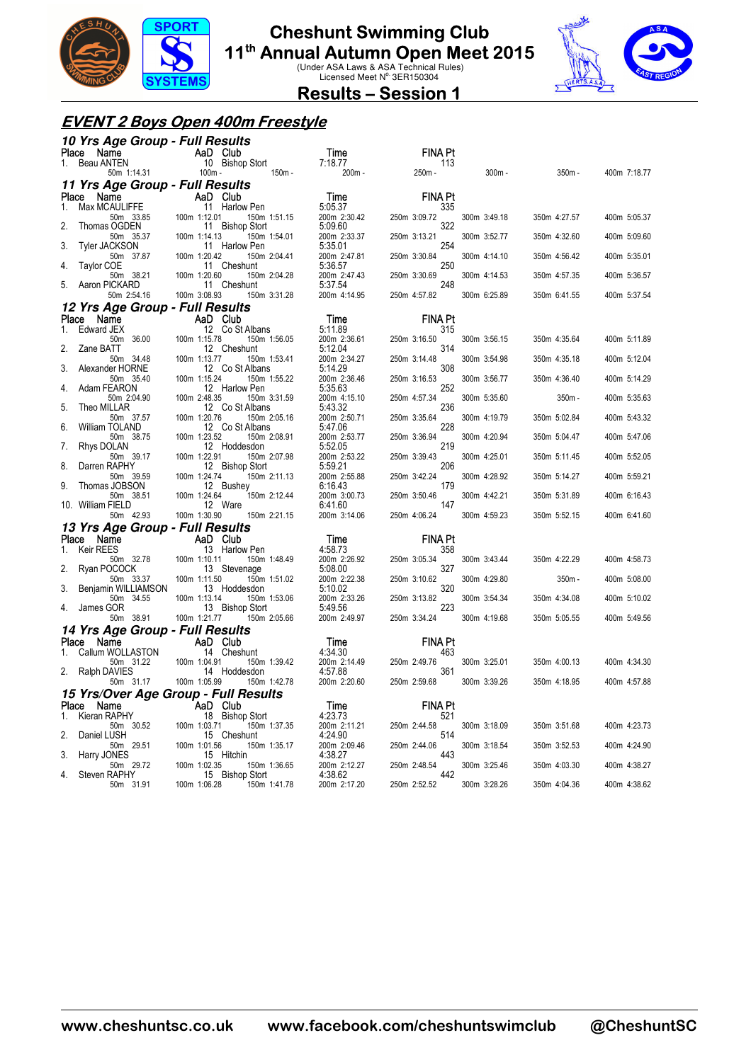# Cheshunt Swimming Club
## 11th Annual Autumn Open Meet 2015
(Under ASA Laws & ASA Technical Rules)
Licensed Meet N° 3ER150304

## Results – Session 1

## *EVENT 2 Boys Open 400m Freestyle*

### *10 Yrs Age Group - Full Results*

| Place | Name | AaD | Club | Time | FINA Pt |
|---|---|---|---|---|---|
| 1. | Beau ANTEN | 10 | Bishop Stort | 7:18.77 | 113 |

| Name | 50m | 100m | 150m | 200m | 250m | 300m | 350m | 400m |
|---|---|---|---|---|---|---|---|---|
| Beau ANTEN | 1:14.31 | - | - | - | - | - | - | 7:18.77 |

### *11 Yrs Age Group - Full Results*

| Place | Name | AaD | Club | Time | FINA Pt |
|---|---|---|---|---|---|
| 1. | Max MCAULIFFE | 11 | Harlow Pen | 5:05.37 | 335 |
| 2. | Thomas OGDEN | 11 | Bishop Stort | 5:09.60 | 322 |
| 3. | Tyler JACKSON | 11 | Harlow Pen | 5:35.01 | 254 |
| 4. | Taylor COE | 11 | Cheshunt | 5:36.57 | 250 |
| 5. | Aaron PICKARD | 11 | Cheshunt | 5:37.54 | 248 |

| Name | 50m | 100m | 150m | 200m | 250m | 300m | 350m | 400m |
|---|---|---|---|---|---|---|---|---|
| Max MCAULIFFE | 33.85 | 1:12.01 | 1:51.15 | 2:30.42 | 3:09.72 | 3:49.18 | 4:27.57 | 5:05.37 |
| Thomas OGDEN | 35.37 | 1:14.13 | 1:54.01 | 2:33.37 | 3:13.21 | 3:52.77 | 4:32.60 | 5:09.60 |
| Tyler JACKSON | 37.87 | 1:20.42 | 2:04.41 | 2:47.81 | 3:30.84 | 4:14.10 | 4:56.42 | 5:35.01 |
| Taylor COE | 38.21 | 1:20.60 | 2:04.28 | 2:47.43 | 3:30.69 | 4:14.53 | 4:57.35 | 5:36.57 |
| Aaron PICKARD | 2:54.16 | 3:08.93 | 3:31.28 | 4:14.95 | 4:57.82 | 6:25.89 | 6:41.55 | 5:37.54 |

### *12 Yrs Age Group - Full Results*

| Place | Name | AaD | Club | Time | FINA Pt |
|---|---|---|---|---|---|
| 1. | Edward JEX | 12 | Co St Albans | 5:11.89 | 315 |
| 2. | Zane BATT | 12 | Cheshunt | 5:12.04 | 314 |
| 3. | Alexander HORNE | 12 | Co St Albans | 5:14.29 | 308 |
| 4. | Adam FEARON | 12 | Harlow Pen | 5:35.63 | 252 |
| 5. | Theo MILLAR | 12 | Co St Albans | 5:43.32 | 236 |
| 6. | William TOLAND | 12 | Co St Albans | 5:47.06 | 228 |
| 7. | Rhys DOLAN | 12 | Hoddesdon | 5:52.05 | 219 |
| 8. | Darren RAPHY | 12 | Bishop Stort | 5:59.21 | 206 |
| 9. | Thomas JOBSON | 12 | Bushey | 6:16.43 | 179 |
| 10. | William FIELD | 12 | Ware | 6:41.60 | 147 |

| Name | 50m | 100m | 150m | 200m | 250m | 300m | 350m | 400m |
|---|---|---|---|---|---|---|---|---|
| Edward JEX | 36.00 | 1:15.78 | 1:56.05 | 2:36.61 | 3:16.50 | 3:56.15 | 4:35.64 | 5:11.89 |
| Zane BATT | 34.48 | 1:13.77 | 1:53.41 | 2:34.27 | 3:14.48 | 3:54.98 | 4:35.18 | 5:12.04 |
| Alexander HORNE | 35.40 | 1:15.24 | 1:55.22 | 2:36.46 | 3:16.53 | 3:56.77 | 4:36.40 | 5:14.29 |
| Adam FEARON | 2:04.90 | 2:48.35 | 3:31.59 | 4:15.10 | 4:57.34 | 5:35.60 | - | 5:35.63 |
| Theo MILLAR | 37.57 | 1:20.76 | 2:05.16 | 2:50.71 | 3:35.64 | 4:19.79 | 5:02.84 | 5:43.32 |
| William TOLAND | 38.75 | 1:23.52 | 2:08.91 | 2:53.77 | 3:36.94 | 4:20.94 | 5:04.47 | 5:47.06 |
| Rhys DOLAN | 39.17 | 1:22.91 | 2:07.98 | 2:53.22 | 3:39.43 | 4:25.01 | 5:11.45 | 5:52.05 |
| Darren RAPHY | 39.59 | 1:24.74 | 2:11.13 | 2:55.88 | 3:42.24 | 4:28.92 | 5:14.27 | 5:59.21 |
| Thomas JOBSON | 38.51 | 1:24.64 | 2:12.44 | 3:00.73 | 3:50.46 | 4:42.21 | 5:31.89 | 6:16.43 |
| William FIELD | 42.93 | 1:30.90 | 2:21.15 | 3:14.06 | 4:06.24 | 4:59.23 | 5:52.15 | 6:41.60 |

### *13 Yrs Age Group - Full Results*

| Place | Name | AaD | Club | Time | FINA Pt |
|---|---|---|---|---|---|
| 1. | Keir REES | 13 | Harlow Pen | 4:58.73 | 358 |
| 2. | Ryan POCOCK | 13 | Stevenage | 5:08.00 | 327 |
| 3. | Benjamin WILLIAMSON | 13 | Hoddesdon | 5:10.02 | 320 |
| 4. | James GOR | 13 | Bishop Stort | 5:49.56 | 223 |

| Name | 50m | 100m | 150m | 200m | 250m | 300m | 350m | 400m |
|---|---|---|---|---|---|---|---|---|
| Keir REES | 32.78 | 1:10.11 | 1:48.49 | 2:26.92 | 3:05.34 | 3:43.44 | 4:22.29 | 4:58.73 |
| Ryan POCOCK | 33.37 | 1:11.50 | 1:51.02 | 2:22.38 | 3:10.62 | 4:29.80 | - | 5:08.00 |
| Benjamin WILLIAMSON | 34.55 | 1:13.14 | 1:53.06 | 2:33.26 | 3:13.82 | 3:54.34 | 4:34.08 | 5:10.02 |
| James GOR | 38.91 | 1:21.77 | 2:05.66 | 2:49.97 | 3:34.24 | 4:19.68 | 5:05.55 | 5:49.56 |

### *14 Yrs Age Group - Full Results*

| Place | Name | AaD | Club | Time | FINA Pt |
|---|---|---|---|---|---|
| 1. | Callum WOLLASTON | 14 | Cheshunt | 4:34.30 | 463 |
| 2. | Ralph DAVIES | 14 | Hoddesdon | 4:57.88 | 361 |

| Name | 50m | 100m | 150m | 200m | 250m | 300m | 350m | 400m |
|---|---|---|---|---|---|---|---|---|
| Callum WOLLASTON | 31.22 | 1:04.91 | 1:39.42 | 2:14.49 | 2:49.76 | 3:25.01 | 4:00.13 | 4:34.30 |
| Ralph DAVIES | 31.17 | 1:05.99 | 1:42.78 | 2:20.60 | 2:59.68 | 3:39.26 | 4:18.95 | 4:57.88 |

### *15 Yrs/Over Age Group - Full Results*

| Place | Name | AaD | Club | Time | FINA Pt |
|---|---|---|---|---|---|
| 1. | Kieran RAPHY | 18 | Bishop Stort | 4:23.73 | 521 |
| 2. | Daniel LUSH | 15 | Cheshunt | 4:24.90 | 514 |
| 3. | Harry JONES | 15 | Hitchin | 4:38.27 | 443 |
| 4. | Steven RAPHY | 15 | Bishop Stort | 4:38.62 | 442 |

| Name | 50m | 100m | 150m | 200m | 250m | 300m | 350m | 400m |
|---|---|---|---|---|---|---|---|---|
| Kieran RAPHY | 30.52 | 1:03.71 | 1:37.35 | 2:11.21 | 2:44.58 | 3:18.09 | 3:51.68 | 4:23.73 |
| Daniel LUSH | 29.51 | 1:01.56 | 1:35.17 | 2:09.46 | 2:44.06 | 3:18.54 | 3:52.53 | 4:24.90 |
| Harry JONES | 29.72 | 1:02.35 | 1:36.65 | 2:12.27 | 2:48.54 | 3:25.46 | 4:03.30 | 4:38.27 |
| Steven RAPHY | 31.91 | 1:06.28 | 1:41.78 | 2:17.20 | 2:52.52 | 3:28.26 | 4:04.36 | 4:38.62 |

www.cheshuntsc.co.uk    www.facebook.com/cheshuntswimclub    @CheshuntSC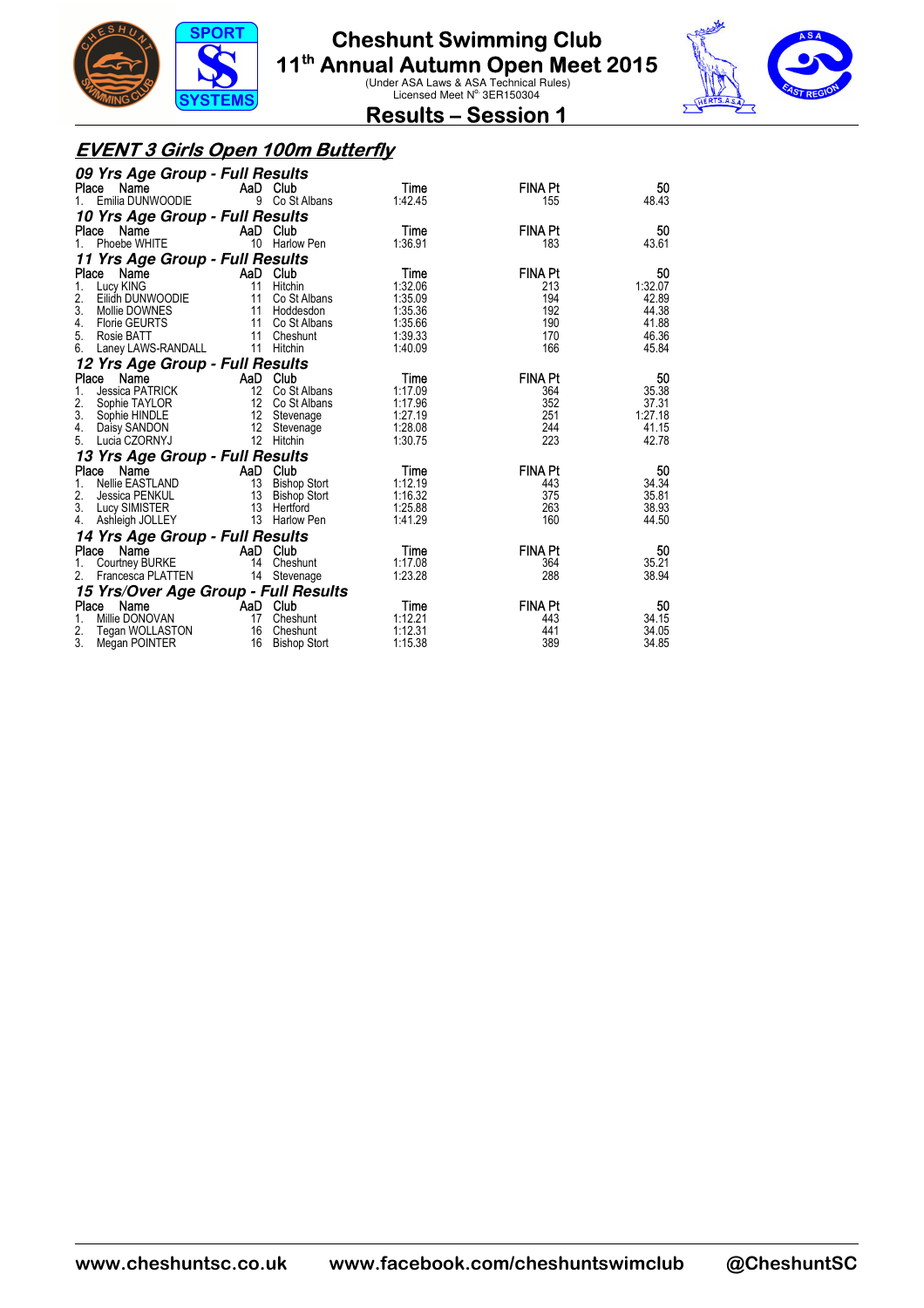# Cheshunt Swimming Club
## 11th Annual Autumn Open Meet 2015
(Under ASA Laws & ASA Technical Rules)
Licensed Meet N° 3ER150304

## Results – Session 1

### *EVENT 3 Girls Open 100m Butterfly*

#### *09 Yrs Age Group - Full Results*

| Place | Name | AaD | Club | Time | FINA Pt | 50 |
|---|---|---|---|---|---|---|
| 1. | Emilia DUNWOODIE | 9 | Co St Albans | 1:42.45 | 155 | 48.43 |

#### *10 Yrs Age Group - Full Results*

| Place | Name | AaD | Club | Time | FINA Pt | 50 |
|---|---|---|---|---|---|---|
| 1. | Phoebe WHITE | 10 | Harlow Pen | 1:36.91 | 183 | 43.61 |

#### *11 Yrs Age Group - Full Results*

| Place | Name | AaD | Club | Time | FINA Pt | 50 |
|---|---|---|---|---|---|---|
| 1. | Lucy KING | 11 | Hitchin | 1:32.06 | 213 | 1:32.07 |
| 2. | Eilidh DUNWOODIE | 11 | Co St Albans | 1:35.09 | 194 | 42.89 |
| 3. | Mollie DOWNES | 11 | Hoddesdon | 1:35.36 | 192 | 44.38 |
| 4. | Florie GEURTS | 11 | Co St Albans | 1:35.66 | 190 | 41.88 |
| 5. | Rosie BATT | 11 | Cheshunt | 1:39.33 | 170 | 46.36 |
| 6. | Laney LAWS-RANDALL | 11 | Hitchin | 1:40.09 | 166 | 45.84 |

#### *12 Yrs Age Group - Full Results*

| Place | Name | AaD | Club | Time | FINA Pt | 50 |
|---|---|---|---|---|---|---|
| 1. | Jessica PATRICK | 12 | Co St Albans | 1:17.09 | 364 | 35.38 |
| 2. | Sophie TAYLOR | 12 | Co St Albans | 1:17.96 | 352 | 37.31 |
| 3. | Sophie HINDLE | 12 | Stevenage | 1:27.19 | 251 | 1:27.18 |
| 4. | Daisy SANDON | 12 | Stevenage | 1:28.08 | 244 | 41.15 |
| 5. | Lucia CZORNYJ | 12 | Hitchin | 1:30.75 | 223 | 42.78 |

#### *13 Yrs Age Group - Full Results*

| Place | Name | AaD | Club | Time | FINA Pt | 50 |
|---|---|---|---|---|---|---|
| 1. | Nellie EASTLAND | 13 | Bishop Stort | 1:12.19 | 443 | 34.34 |
| 2. | Jessica PENKUL | 13 | Bishop Stort | 1:16.32 | 375 | 35.81 |
| 3. | Lucy SIMISTER | 13 | Hertford | 1:25.88 | 263 | 38.93 |
| 4. | Ashleigh JOLLEY | 13 | Harlow Pen | 1:41.29 | 160 | 44.50 |

#### *14 Yrs Age Group - Full Results*

| Place | Name | AaD | Club | Time | FINA Pt | 50 |
|---|---|---|---|---|---|---|
| 1. | Courtney BURKE | 14 | Cheshunt | 1:17.08 | 364 | 35.21 |
| 2. | Francesca PLATTEN | 14 | Stevenage | 1:23.28 | 288 | 38.94 |

#### *15 Yrs/Over Age Group - Full Results*

| Place | Name | AaD | Club | Time | FINA Pt | 50 |
|---|---|---|---|---|---|---|
| 1. | Millie DONOVAN | 17 | Cheshunt | 1:12.21 | 443 | 34.15 |
| 2. | Tegan WOLLASTON | 16 | Cheshunt | 1:12.31 | 441 | 34.05 |
| 3. | Megan POINTER | 16 | Bishop Stort | 1:15.38 | 389 | 34.85 |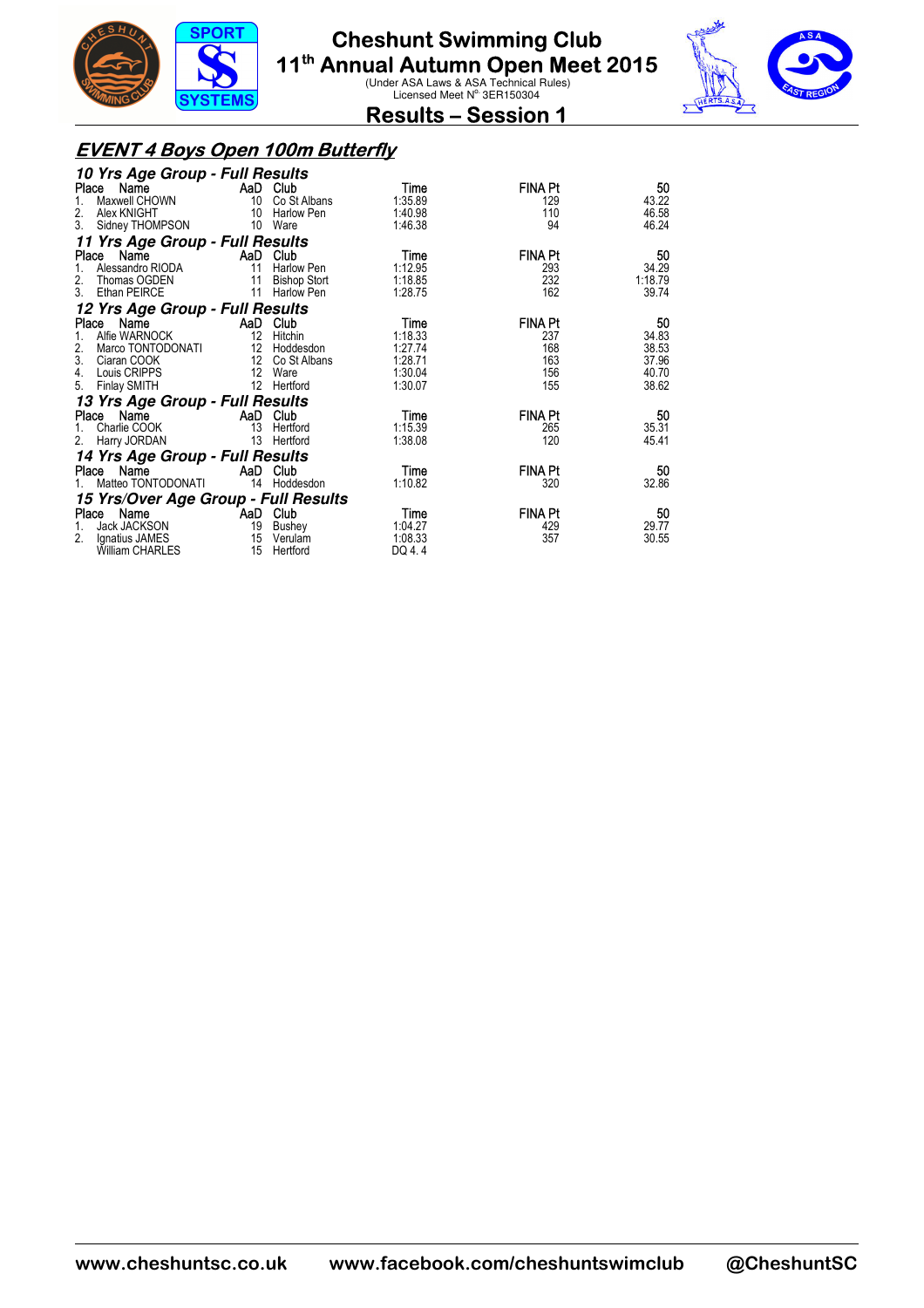# Cheshunt Swimming Club

## 11th Annual Autumn Open Meet 2015

(Under ASA Laws & ASA Technical Rules)
Licensed Meet N° 3ER150304

## Results – Session 1

### *EVENT 4 Boys Open 100m Butterfly*

#### *10 Yrs Age Group - Full Results*

| Place | Name | AaD | Club | Time | FINA Pt | 50 |
|---|---|---|---|---|---|---|
| 1. | Maxwell CHOWN | 10 | Co St Albans | 1:35.89 | 129 | 43.22 |
| 2. | Alex KNIGHT | 10 | Harlow Pen | 1:40.98 | 110 | 46.58 |
| 3. | Sidney THOMPSON | 10 | Ware | 1:46.38 | 94 | 46.24 |

#### *11 Yrs Age Group - Full Results*

| Place | Name | AaD | Club | Time | FINA Pt | 50 |
|---|---|---|---|---|---|---|
| 1. | Alessandro RIODA | 11 | Harlow Pen | 1:12.95 | 293 | 34.29 |
| 2. | Thomas OGDEN | 11 | Bishop Stort | 1:18.85 | 232 | 1:18.79 |
| 3. | Ethan PEIRCE | 11 | Harlow Pen | 1:28.75 | 162 | 39.74 |

#### *12 Yrs Age Group - Full Results*

| Place | Name | AaD | Club | Time | FINA Pt | 50 |
|---|---|---|---|---|---|---|
| 1. | Alfie WARNOCK | 12 | Hitchin | 1:18.33 | 237 | 34.83 |
| 2. | Marco TONTODONATI | 12 | Hoddesdon | 1:27.74 | 168 | 38.53 |
| 3. | Ciaran COOK | 12 | Co St Albans | 1:28.71 | 163 | 37.96 |
| 4. | Louis CRIPPS | 12 | Ware | 1:30.04 | 156 | 40.70 |
| 5. | Finlay SMITH | 12 | Hertford | 1:30.07 | 155 | 38.62 |

#### *13 Yrs Age Group - Full Results*

| Place | Name | AaD | Club | Time | FINA Pt | 50 |
|---|---|---|---|---|---|---|
| 1. | Charlie COOK | 13 | Hertford | 1:15.39 | 265 | 35.31 |
| 2. | Harry JORDAN | 13 | Hertford | 1:38.08 | 120 | 45.41 |

#### *14 Yrs Age Group - Full Results*

| Place | Name | AaD | Club | Time | FINA Pt | 50 |
|---|---|---|---|---|---|---|
| 1. | Matteo TONTODONATI | 14 | Hoddesdon | 1:10.82 | 320 | 32.86 |

#### *15 Yrs/Over Age Group - Full Results*

| Place | Name | AaD | Club | Time | FINA Pt | 50 |
|---|---|---|---|---|---|---|
| 1. | Jack JACKSON | 19 | Bushey | 1:04.27 | 429 | 29.77 |
| 2. | Ignatius JAMES | 15 | Verulam | 1:08.33 | 357 | 30.55 |
| | William CHARLES | 15 | Hertford | DQ 4. 4 | | |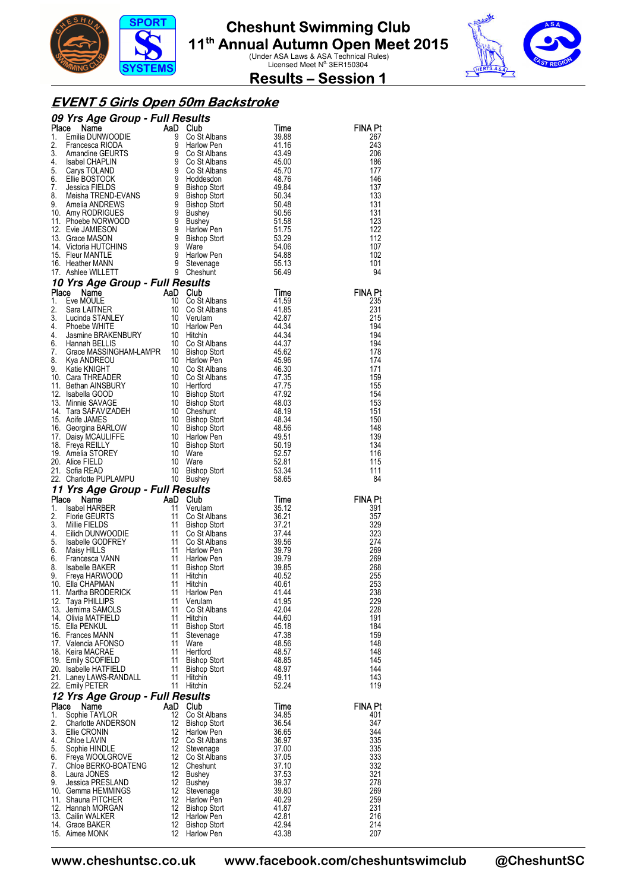# Cheshunt Swimming Club
## 11th Annual Autumn Open Meet 2015
(Under ASA Laws & ASA Technical Rules)
Licensed Meet N° 3ER150304

## Results – Session 1

### EVENT 5 Girls Open 50m Backstroke

#### 09 Yrs Age Group - Full Results

| Place | Name | AaD | Club | Time | FINA Pt |
|---|---|---|---|---|---|
| 1. | Emilia DUNWOODIE | 9 | Co St Albans | 39.88 | 267 |
| 2. | Francesca RIODA | 9 | Harlow Pen | 41.16 | 243 |
| 3. | Amandine GEURTS | 9 | Co St Albans | 43.49 | 206 |
| 4. | Isabel CHAPLIN | 9 | Co St Albans | 45.00 | 186 |
| 5. | Carys TOLAND | 9 | Co St Albans | 45.70 | 177 |
| 6. | Ellie BOSTOCK | 9 | Hoddesdon | 48.76 | 146 |
| 7. | Jessica FIELDS | 9 | Bishop Stort | 49.84 | 137 |
| 8. | Meisha TREND-EVANS | 9 | Bishop Stort | 50.34 | 133 |
| 9. | Amelia ANDREWS | 9 | Bishop Stort | 50.48 | 131 |
| 10. | Amy RODRIGUES | 9 | Bushey | 50.56 | 131 |
| 11. | Phoebe NORWOOD | 9 | Bushey | 51.58 | 123 |
| 12. | Evie JAMIESON | 9 | Harlow Pen | 51.75 | 122 |
| 13. | Grace MASON | 9 | Bishop Stort | 53.29 | 112 |
| 14. | Victoria HUTCHINS | 9 | Ware | 54.06 | 107 |
| 15. | Fleur MANTLE | 9 | Harlow Pen | 54.88 | 102 |
| 16. | Heather MANN | 9 | Stevenage | 55.13 | 101 |
| 17. | Ashlee WILLETT | 9 | Cheshunt | 56.49 | 94 |

#### 10 Yrs Age Group - Full Results

| Place | Name | AaD | Club | Time | FINA Pt |
|---|---|---|---|---|---|
| 1. | Eve MOULE | 10 | Co St Albans | 41.59 | 235 |
| 2. | Sara LAITNER | 10 | Co St Albans | 41.85 | 231 |
| 3. | Lucinda STANLEY | 10 | Verulam | 42.87 | 215 |
| 4. | Phoebe WHITE | 10 | Harlow Pen | 44.34 | 194 |
| 4. | Jasmine BRAKENBURY | 10 | Hitchin | 44.34 | 194 |
| 6. | Hannah BELLIS | 10 | Co St Albans | 44.37 | 194 |
| 7. | Grace MASSINGHAM-LAMPR | 10 | Bishop Stort | 45.62 | 178 |
| 8. | Kya ANDREOU | 10 | Harlow Pen | 45.96 | 174 |
| 9. | Katie KNIGHT | 10 | Co St Albans | 46.30 | 171 |
| 10. | Cara THREADER | 10 | Co St Albans | 47.35 | 159 |
| 11. | Bethan AINSBURY | 10 | Hertford | 47.75 | 155 |
| 12. | Isabella GOOD | 10 | Bishop Stort | 47.92 | 154 |
| 13. | Minnie SAVAGE | 10 | Bishop Stort | 48.03 | 153 |
| 14. | Tara SAFAVIZADEH | 10 | Cheshunt | 48.19 | 151 |
| 15. | Aoife JAMES | 10 | Bishop Stort | 48.34 | 150 |
| 16. | Georgina BARLOW | 10 | Bishop Stort | 48.56 | 148 |
| 17. | Daisy MCAULIFFE | 10 | Harlow Pen | 49.51 | 139 |
| 18. | Freya REILLY | 10 | Bishop Stort | 50.19 | 134 |
| 19. | Amelia STOREY | 10 | Ware | 52.57 | 116 |
| 20. | Alice FIELD | 10 | Ware | 52.81 | 115 |
| 21. | Sofia READ | 10 | Bishop Stort | 53.34 | 111 |
| 22. | Charlotte PUPLAMPU | 10 | Bushey | 58.65 | 84 |

#### 11 Yrs Age Group - Full Results

| Place | Name | AaD | Club | Time | FINA Pt |
|---|---|---|---|---|---|
| 1. | Isabel HARBER | 11 | Verulam | 35.12 | 391 |
| 2. | Florie GEURTS | 11 | Co St Albans | 36.21 | 357 |
| 3. | Millie FIELDS | 11 | Bishop Stort | 37.21 | 329 |
| 4. | Eilidh DUNWOODIE | 11 | Co St Albans | 37.44 | 323 |
| 5. | Isabelle GODFREY | 11 | Co St Albans | 39.56 | 274 |
| 6. | Maisy HILLS | 11 | Harlow Pen | 39.79 | 269 |
| 6. | Francesca VANN | 11 | Harlow Pen | 39.79 | 269 |
| 8. | Isabella BAKER | 11 | Bishop Stort | 39.85 | 268 |
| 9. | Freya HARWOOD | 11 | Hitchin | 40.52 | 255 |
| 10. | Ella CHAPMAN | 11 | Hitchin | 40.61 | 253 |
| 11. | Martha BRODERICK | 11 | Harlow Pen | 41.44 | 238 |
| 12. | Taya PHILLIPS | 11 | Verulam | 41.95 | 229 |
| 13. | Jemima SAMOLS | 11 | Co St Albans | 42.04 | 228 |
| 14. | Olivia MATFIELD | 11 | Hitchin | 44.60 | 191 |
| 15. | Ella PENKUL | 11 | Bishop Stort | 45.18 | 184 |
| 16. | Frances MANN | 11 | Stevenage | 47.38 | 159 |
| 17. | Valencia AFONSO | 11 | Ware | 48.56 | 148 |
| 18. | Keira MACRAE | 11 | Hertford | 48.57 | 148 |
| 19. | Emily SCOFIELD | 11 | Bishop Stort | 48.85 | 145 |
| 20. | Isabelle HATFIELD | 11 | Bishop Stort | 48.97 | 144 |
| 21. | Laney LAWS-RANDALL | 11 | Hitchin | 49.11 | 143 |
| 22. | Emily PETER | 11 | Hitchin | 52.24 | 119 |

#### 12 Yrs Age Group - Full Results

| Place | Name | AaD | Club | Time | FINA Pt |
|---|---|---|---|---|---|
| 1. | Sophie TAYLOR | 12 | Co St Albans | 34.85 | 401 |
| 2. | Charlotte ANDERSON | 12 | Bishop Stort | 36.54 | 347 |
| 3. | Ellie CRONIN | 12 | Harlow Pen | 36.65 | 344 |
| 4. | Chloe LAVIN | 12 | Co St Albans | 36.97 | 335 |
| 5. | Sophie HINDLE | 12 | Stevenage | 37.00 | 335 |
| 6. | Freya WOOLGROVE | 12 | Co St Albans | 37.05 | 333 |
| 7. | Chloe BERKO-BOATENG | 12 | Cheshunt | 37.10 | 332 |
| 8. | Laura JONES | 12 | Bushey | 37.53 | 321 |
| 9. | Jessica PRESLAND | 12 | Bushey | 39.37 | 278 |
| 10. | Gemma HEMMINGS | 12 | Stevenage | 39.80 | 269 |
| 11. | Shauna PITCHER | 12 | Harlow Pen | 40.29 | 259 |
| 12. | Hannah MORGAN | 12 | Bishop Stort | 41.87 | 231 |
| 13. | Cailin WALKER | 12 | Harlow Pen | 42.81 | 216 |
| 14. | Grace BAKER | 12 | Bishop Stort | 42.94 | 214 |
| 15. | Aimee MONK | 12 | Harlow Pen | 43.38 | 207 |

www.cheshuntsc.co.uk www.facebook.com/cheshuntswimclub @CheshuntSC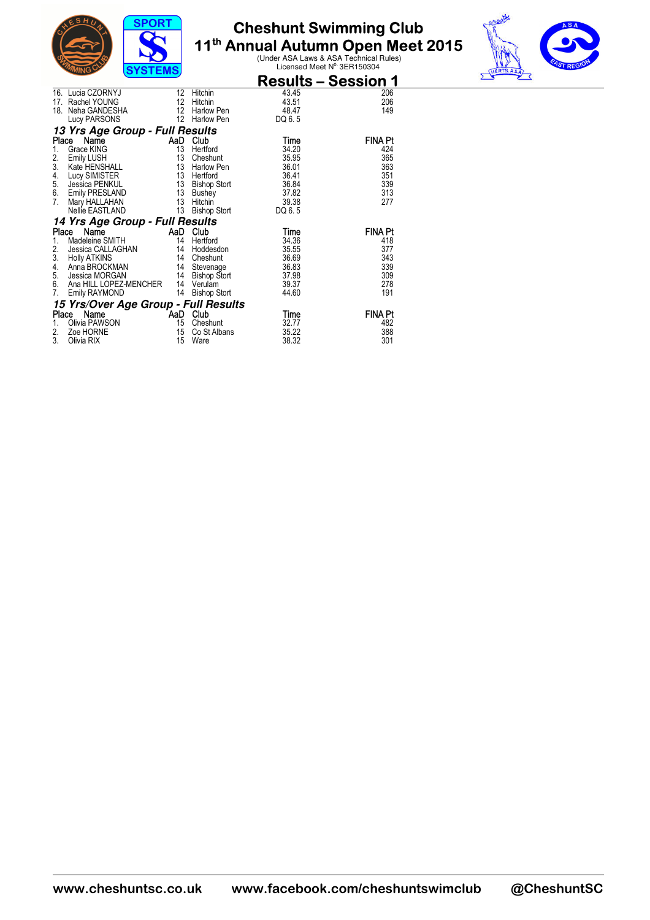# Cheshunt Swimming Club

## 11th Annual Autumn Open Meet 2015

(Under ASA Laws & ASA Technical Rules)
Licensed Meet N° 3ER150304

## Results – Session 1

| Place | Name | AaD | Club | Time | FINA Pt |
|---|---|---|---|---|---|
| 16. | Lucia CZORNYJ | 12 | Hitchin | 43.45 | 206 |
| 17. | Rachel YOUNG | 12 | Hitchin | 43.51 | 206 |
| 18. | Neha GANDESHA | 12 | Harlow Pen | 48.47 | 149 |
| | Lucy PARSONS | 12 | Harlow Pen | DQ 6. 5 | |

### 13 Yrs Age Group - Full Results

| Place | Name | AaD | Club | Time | FINA Pt |
|---|---|---|---|---|---|
| 1. | Grace KING | 13 | Hertford | 34.20 | 424 |
| 2. | Emily LUSH | 13 | Cheshunt | 35.95 | 365 |
| 3. | Kate HENSHALL | 13 | Harlow Pen | 36.01 | 363 |
| 4. | Lucy SIMISTER | 13 | Hertford | 36.41 | 351 |
| 5. | Jessica PENKUL | 13 | Bishop Stort | 36.84 | 339 |
| 6. | Emily PRESLAND | 13 | Bushey | 37.82 | 313 |
| 7. | Mary HALLAHAN | 13 | Hitchin | 39.38 | 277 |
| | Nellie EASTLAND | 13 | Bishop Stort | DQ 6. 5 | |

### 14 Yrs Age Group - Full Results

| Place | Name | AaD | Club | Time | FINA Pt |
|---|---|---|---|---|---|
| 1. | Madeleine SMITH | 14 | Hertford | 34.36 | 418 |
| 2. | Jessica CALLAGHAN | 14 | Hoddesdon | 35.55 | 377 |
| 3. | Holly ATKINS | 14 | Cheshunt | 36.69 | 343 |
| 4. | Anna BROCKMAN | 14 | Stevenage | 36.83 | 339 |
| 5. | Jessica MORGAN | 14 | Bishop Stort | 37.98 | 309 |
| 6. | Ana HILL LOPEZ-MENCHER | 14 | Verulam | 39.37 | 278 |
| 7. | Emily RAYMOND | 14 | Bishop Stort | 44.60 | 191 |

### 15 Yrs/Over Age Group - Full Results

| Place | Name | AaD | Club | Time | FINA Pt |
|---|---|---|---|---|---|
| 1. | Olivia PAWSON | 15 | Cheshunt | 32.77 | 482 |
| 2. | Zoe HORNE | 15 | Co St Albans | 35.22 | 388 |
| 3. | Olivia RIX | 15 | Ware | 38.32 | 301 |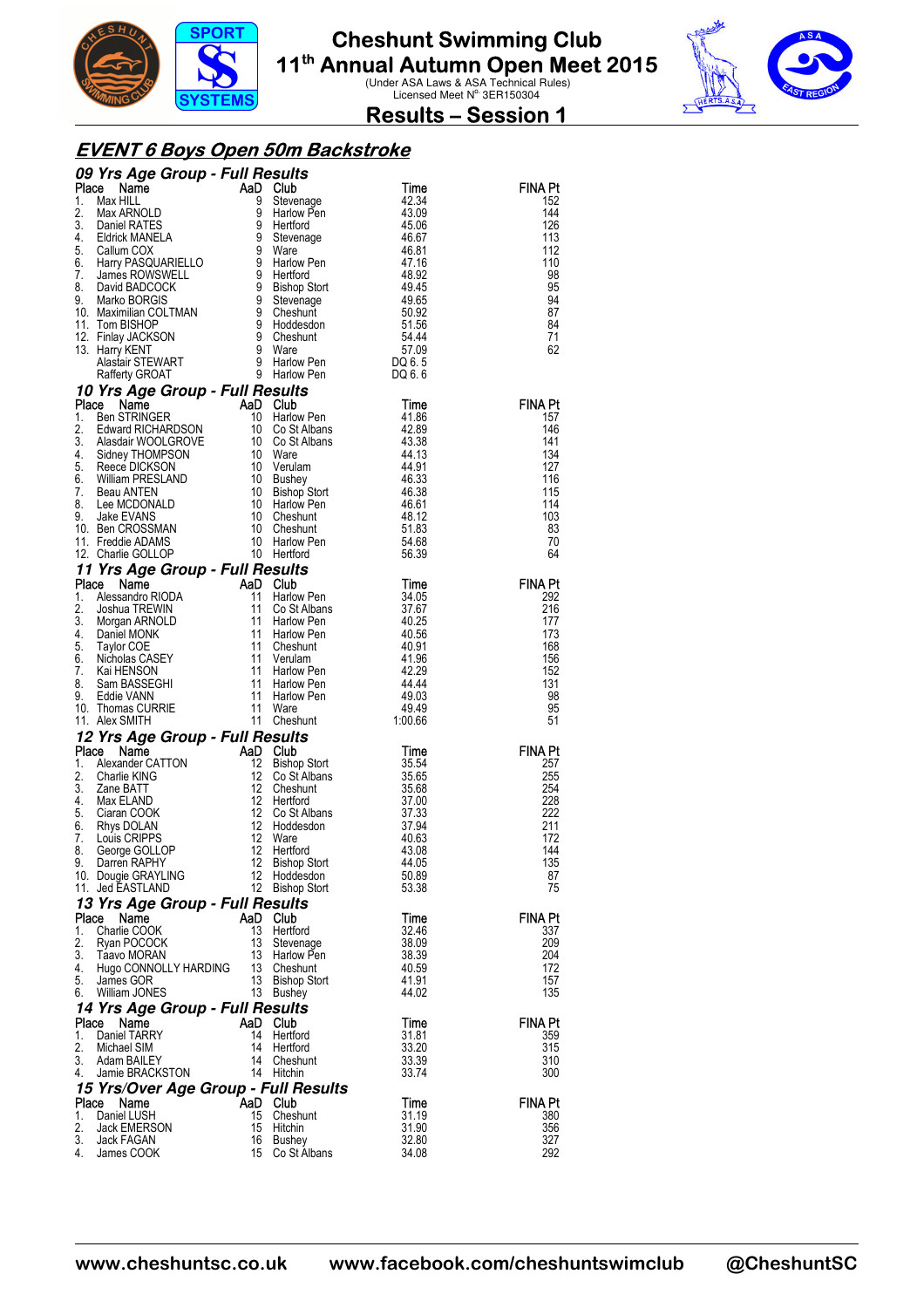# Cheshunt Swimming Club

## 11th Annual Autumn Open Meet 2015

(Under ASA Laws & ASA Technical Rules)
Licensed Meet N° 3ER150304

## Results – Session 1

### EVENT 6 Boys Open 50m Backstroke

#### 09 Yrs Age Group - Full Results

| Place | Name | AaD | Club | Time | FINA Pt |
|---|---|---|---|---|---|
| 1. | Max HILL | 9 | Stevenage | 42.34 | 152 |
| 2. | Max ARNOLD | 9 | Harlow Pen | 43.09 | 144 |
| 3. | Daniel RATES | 9 | Hertford | 45.06 | 126 |
| 4. | Eldrick MANELA | 9 | Stevenage | 46.67 | 113 |
| 5. | Callum COX | 9 | Ware | 46.81 | 112 |
| 6. | Harry PASQUARIELLO | 9 | Harlow Pen | 47.16 | 110 |
| 7. | James ROWSWELL | 9 | Hertford | 48.92 | 98 |
| 8. | David BADCOCK | 9 | Bishop Stort | 49.45 | 95 |
| 9. | Marko BORGIS | 9 | Stevenage | 49.65 | 94 |
| 10. | Maximilian COLTMAN | 9 | Cheshunt | 50.92 | 87 |
| 11. | Tom BISHOP | 9 | Hoddesdon | 51.56 | 84 |
| 12. | Finlay JACKSON | 9 | Cheshunt | 54.44 | 71 |
| 13. | Harry KENT | 9 | Ware | 57.09 | 62 |
| | Alastair STEWART | 9 | Harlow Pen | DQ 6. 5 | |
| | Rafferty GROAT | 9 | Harlow Pen | DQ 6. 6 | |

#### 10 Yrs Age Group - Full Results

| Place | Name | AaD | Club | Time | FINA Pt |
|---|---|---|---|---|---|
| 1. | Ben STRINGER | 10 | Harlow Pen | 41.86 | 157 |
| 2. | Edward RICHARDSON | 10 | Co St Albans | 42.89 | 146 |
| 3. | Alasdair WOOLGROVE | 10 | Co St Albans | 43.38 | 141 |
| 4. | Sidney THOMPSON | 10 | Ware | 44.13 | 134 |
| 5. | Reece DICKSON | 10 | Verulam | 44.91 | 127 |
| 6. | William PRESLAND | 10 | Bushey | 46.33 | 116 |
| 7. | Beau ANTEN | 10 | Bishop Stort | 46.38 | 115 |
| 8. | Lee MCDONALD | 10 | Harlow Pen | 46.61 | 114 |
| 9. | Jake EVANS | 10 | Cheshunt | 48.12 | 103 |
| 10. | Ben CROSSMAN | 10 | Cheshunt | 51.83 | 83 |
| 11. | Freddie ADAMS | 10 | Harlow Pen | 54.68 | 70 |
| 12. | Charlie GOLLOP | 10 | Hertford | 56.39 | 64 |

#### 11 Yrs Age Group - Full Results

| Place | Name | AaD | Club | Time | FINA Pt |
|---|---|---|---|---|---|
| 1. | Alessandro RIODA | 11 | Harlow Pen | 34.05 | 292 |
| 2. | Joshua TREWIN | 11 | Co St Albans | 37.67 | 216 |
| 3. | Morgan ARNOLD | 11 | Harlow Pen | 40.25 | 177 |
| 4. | Daniel MONK | 11 | Harlow Pen | 40.56 | 173 |
| 5. | Taylor COE | 11 | Cheshunt | 40.91 | 168 |
| 6. | Nicholas CASEY | 11 | Verulam | 41.96 | 156 |
| 7. | Kai HENSON | 11 | Harlow Pen | 42.29 | 152 |
| 8. | Sam BASSEGHI | 11 | Harlow Pen | 44.44 | 131 |
| 9. | Eddie VANN | 11 | Harlow Pen | 49.03 | 98 |
| 10. | Thomas CURRIE | 11 | Ware | 49.49 | 95 |
| 11. | Alex SMITH | 11 | Cheshunt | 1:00.66 | 51 |

#### 12 Yrs Age Group - Full Results

| Place | Name | AaD | Club | Time | FINA Pt |
|---|---|---|---|---|---|
| 1. | Alexander CATTON | 12 | Bishop Stort | 35.54 | 257 |
| 2. | Charlie KING | 12 | Co St Albans | 35.65 | 255 |
| 3. | Zane BATT | 12 | Cheshunt | 35.68 | 254 |
| 4. | Max ELAND | 12 | Hertford | 37.00 | 228 |
| 5. | Ciaran COOK | 12 | Co St Albans | 37.33 | 222 |
| 6. | Rhys DOLAN | 12 | Hoddesdon | 37.94 | 211 |
| 7. | Louis CRIPPS | 12 | Ware | 40.63 | 172 |
| 8. | George GOLLOP | 12 | Hertford | 43.08 | 144 |
| 9. | Darren RAPHY | 12 | Bishop Stort | 44.05 | 135 |
| 10. | Dougie GRAYLING | 12 | Hoddesdon | 50.89 | 87 |
| 11. | Jed EASTLAND | 12 | Bishop Stort | 53.38 | 75 |

#### 13 Yrs Age Group - Full Results

| Place | Name | AaD | Club | Time | FINA Pt |
|---|---|---|---|---|---|
| 1. | Charlie COOK | 13 | Hertford | 32.46 | 337 |
| 2. | Ryan POCOCK | 13 | Stevenage | 38.09 | 209 |
| 3. | Taavo MORAN | 13 | Harlow Pen | 38.39 | 204 |
| 4. | Hugo CONNOLLY HARDING | 13 | Cheshunt | 40.59 | 172 |
| 5. | James GOR | 13 | Bishop Stort | 41.91 | 157 |
| 6. | William JONES | 13 | Bushey | 44.02 | 135 |

#### 14 Yrs Age Group - Full Results

| Place | Name | AaD | Club | Time | FINA Pt |
|---|---|---|---|---|---|
| 1. | Daniel TARRY | 14 | Hertford | 31.81 | 359 |
| 2. | Michael SIM | 14 | Hertford | 33.20 | 315 |
| 3. | Adam BAILEY | 14 | Cheshunt | 33.39 | 310 |
| 4. | Jamie BRACKSTON | 14 | Hitchin | 33.74 | 300 |

#### 15 Yrs/Over Age Group - Full Results

| Place | Name | AaD | Club | Time | FINA Pt |
|---|---|---|---|---|---|
| 1. | Daniel LUSH | 15 | Cheshunt | 31.19 | 380 |
| 2. | Jack EMERSON | 15 | Hitchin | 31.90 | 356 |
| 3. | Jack FAGAN | 16 | Bushey | 32.80 | 327 |
| 4. | James COOK | 15 | Co St Albans | 34.08 | 292 |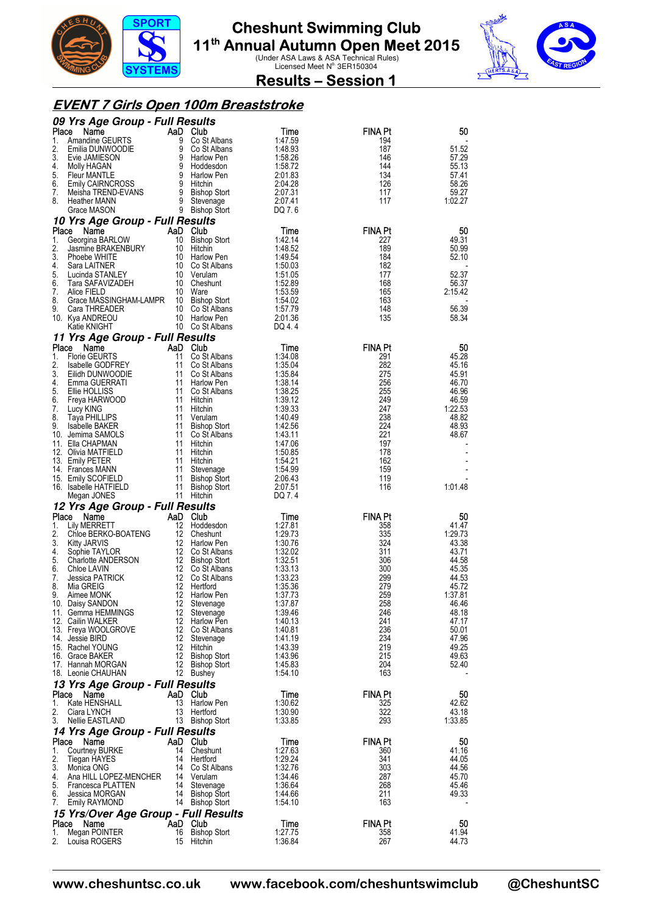# Cheshunt Swimming Club

## 11th Annual Autumn Open Meet 2015

(Under ASA Laws & ASA Technical Rules)
Licensed Meet N° 3ER150304

## Results – Session 1

### EVENT 7 Girls Open 100m Breaststroke

#### 09 Yrs Age Group - Full Results

| Place | Name | AaD | Club | Time | FINA Pt | 50 |
|---|---|---|---|---|---|---|
| 1. | Amandine GEURTS | 9 | Co St Albans | 1:47.59 | 194 | - |
| 2. | Emilia DUNWOODIE | 9 | Co St Albans | 1:48.93 | 187 | 51.52 |
| 3. | Evie JAMIESON | 9 | Harlow Pen | 1:58.26 | 146 | 57.29 |
| 4. | Molly HAGAN | 9 | Hoddesdon | 1:58.72 | 144 | 55.13 |
| 5. | Fleur MANTLE | 9 | Harlow Pen | 2:01.83 | 134 | 57.41 |
| 6. | Emily CAIRNCROSS | 9 | Hitchin | 2:04.28 | 126 | 58.26 |
| 7. | Meisha TREND-EVANS | 9 | Bishop Stort | 2:07.31 | 117 | 59.27 |
| 8. | Heather MANN | 9 | Stevenage | 2:07.41 | 117 | 1:02.27 |
| | Grace MASON | 9 | Bishop Stort | DQ 7. 6 | | |

#### 10 Yrs Age Group - Full Results

| Place | Name | AaD | Club | Time | FINA Pt | 50 |
|---|---|---|---|---|---|---|
| 1. | Georgina BARLOW | 10 | Bishop Stort | 1:42.14 | 227 | 49.31 |
| 2. | Jasmine BRAKENBURY | 10 | Hitchin | 1:48.52 | 189 | 50.99 |
| 3. | Phoebe WHITE | 10 | Harlow Pen | 1:49.54 | 184 | 52.10 |
| 4. | Sara LAITNER | 10 | Co St Albans | 1:50.03 | 182 | - |
| 5. | Lucinda STANLEY | 10 | Verulam | 1:51.05 | 177 | 52.37 |
| 6. | Tara SAFAVIZADEH | 10 | Cheshunt | 1:52.89 | 168 | 56.37 |
| 7. | Alice FIELD | 10 | Ware | 1:53.59 | 165 | 2:15.42 |
| 8. | Grace MASSINGHAM-LAMPR | 10 | Bishop Stort | 1:54.02 | 163 | - |
| 9. | Cara THREADER | 10 | Co St Albans | 1:57.79 | 148 | 56.39 |
| 10. | Kya ANDREOU | 10 | Harlow Pen | 2:01.36 | 135 | 58.34 |
| | Katie KNIGHT | 10 | Co St Albans | DQ 4. 4 | | |

#### 11 Yrs Age Group - Full Results

| Place | Name | AaD | Club | Time | FINA Pt | 50 |
|---|---|---|---|---|---|---|
| 1. | Florie GEURTS | 11 | Co St Albans | 1:34.08 | 291 | 45.28 |
| 2. | Isabelle GODFREY | 11 | Co St Albans | 1:35.04 | 282 | 45.16 |
| 3. | Eilidh DUNWOODIE | 11 | Co St Albans | 1:35.84 | 275 | 45.91 |
| 4. | Emma GUERRATI | 11 | Harlow Pen | 1:38.14 | 256 | 46.70 |
| 5. | Ellie HOLLISS | 11 | Co St Albans | 1:38.25 | 255 | 46.96 |
| 6. | Freya HARWOOD | 11 | Hitchin | 1:39.12 | 249 | 46.59 |
| 7. | Lucy KING | 11 | Hitchin | 1:39.33 | 247 | 1:22.53 |
| 8. | Taya PHILLIPS | 11 | Verulam | 1:40.49 | 238 | 48.82 |
| 9. | Isabelle BAKER | 11 | Bishop Stort | 1:42.56 | 224 | 48.93 |
| 10. | Jemima SAMOLS | 11 | Co St Albans | 1:43.11 | 221 | 48.67 |
| 11. | Ella CHAPMAN | 11 | Hitchin | 1:47.06 | 197 | - |
| 12. | Olivia MATFIELD | 11 | Hitchin | 1:50.85 | 178 | - |
| 13. | Emily PETER | 11 | Hitchin | 1:54.21 | 162 | - |
| 14. | Frances MANN | 11 | Stevenage | 1:54.99 | 159 | - |
| 15. | Emily SCOFIELD | 11 | Bishop Stort | 2:06.43 | 119 | - |
| 16. | Isabelle HATFIELD | 11 | Bishop Stort | 2:07.51 | 116 | 1:01.48 |
| | Megan JONES | 11 | Hitchin | DQ 7. 4 | | |

#### 12 Yrs Age Group - Full Results

| Place | Name | AaD | Club | Time | FINA Pt | 50 |
|---|---|---|---|---|---|---|
| 1. | Lily MERRETT | 12 | Hoddesdon | 1:27.81 | 358 | 41.47 |
| 2. | Chloe BERKO-BOATENG | 12 | Cheshunt | 1:29.73 | 335 | 1:29.73 |
| 3. | Kitty JARVIS | 12 | Harlow Pen | 1:30.76 | 324 | 43.38 |
| 4. | Sophie TAYLOR | 12 | Co St Albans | 1:32.02 | 311 | 43.71 |
| 5. | Charlotte ANDERSON | 12 | Bishop Stort | 1:32.51 | 306 | 44.58 |
| 6. | Chloe LAVIN | 12 | Co St Albans | 1:33.13 | 300 | 45.35 |
| 7. | Jessica PATRICK | 12 | Co St Albans | 1:33.23 | 299 | 44.53 |
| 8. | Mia GREIG | 12 | Hertford | 1:35.36 | 279 | 45.72 |
| 9. | Aimee MONK | 12 | Harlow Pen | 1:37.73 | 259 | 1:37.81 |
| 10. | Daisy SANDON | 12 | Stevenage | 1:37.87 | 258 | 46.46 |
| 11. | Gemma HEMMINGS | 12 | Stevenage | 1:39.46 | 246 | 48.18 |
| 12. | Cailin WALKER | 12 | Harlow Pen | 1:40.13 | 241 | 47.17 |
| 13. | Freya WOOLGROVE | 12 | Co St Albans | 1:40.81 | 236 | 50.01 |
| 14. | Jessie BIRD | 12 | Stevenage | 1:41.19 | 234 | 47.96 |
| 15. | Rachel YOUNG | 12 | Hitchin | 1:43.39 | 219 | 49.25 |
| 16. | Grace BAKER | 12 | Bishop Stort | 1:43.96 | 215 | 49.63 |
| 17. | Hannah MORGAN | 12 | Bishop Stort | 1:45.83 | 204 | 52.40 |
| 18. | Leonie CHAUHAN | 12 | Bushey | 1:54.10 | 163 | - |

#### 13 Yrs Age Group - Full Results

| Place | Name | AaD | Club | Time | FINA Pt | 50 |
|---|---|---|---|---|---|---|
| 1. | Kate HENSHALL | 13 | Harlow Pen | 1:30.62 | 325 | 42.62 |
| 2. | Ciara LYNCH | 13 | Hertford | 1:30.90 | 322 | 43.18 |
| 3. | Nellie EASTLAND | 13 | Bishop Stort | 1:33.85 | 293 | 1:33.85 |

#### 14 Yrs Age Group - Full Results

| Place | Name | AaD | Club | Time | FINA Pt | 50 |
|---|---|---|---|---|---|---|
| 1. | Courtney BURKE | 14 | Cheshunt | 1:27.63 | 360 | 41.16 |
| 2. | Tiegan HAYES | 14 | Hertford | 1:29.24 | 341 | 44.05 |
| 3. | Monica ONG | 14 | Co St Albans | 1:32.76 | 303 | 44.56 |
| 4. | Ana HILL LOPEZ-MENCHER | 14 | Verulam | 1:34.46 | 287 | 45.70 |
| 5. | Francesca PLATTEN | 14 | Stevenage | 1:36.64 | 268 | 45.46 |
| 6. | Jessica MORGAN | 14 | Bishop Stort | 1:44.66 | 211 | 49.33 |
| 7. | Emily RAYMOND | 14 | Bishop Stort | 1:54.10 | 163 | - |

#### 15 Yrs/Over Age Group - Full Results

| Place | Name | AaD | Club | Time | FINA Pt | 50 |
|---|---|---|---|---|---|---|
| 1. | Megan POINTER | 16 | Bishop Stort | 1:27.75 | 358 | 41.94 |
| 2. | Louisa ROGERS | 15 | Hitchin | 1:36.84 | 267 | 44.73 |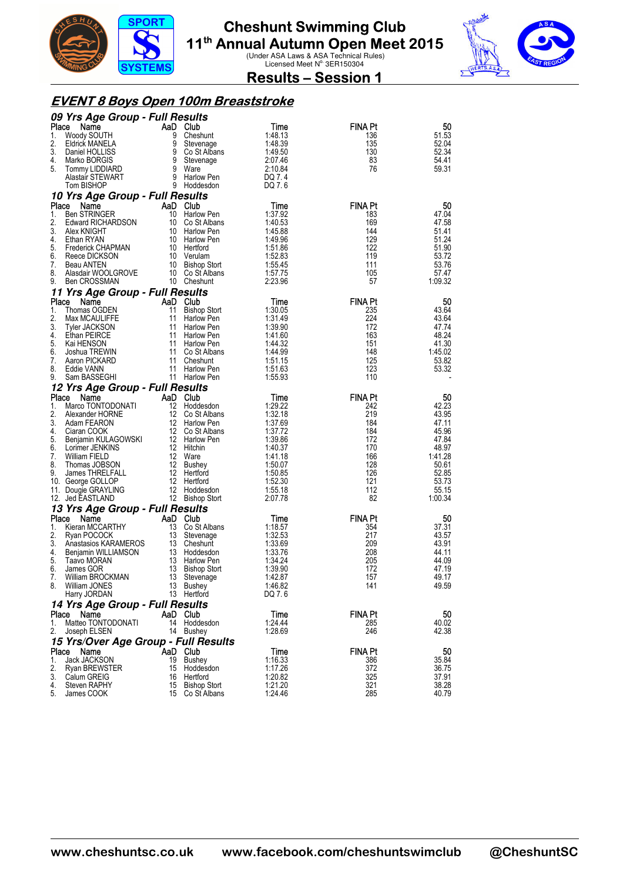# Cheshunt Swimming Club
## 11th Annual Autumn Open Meet 2015
(Under ASA Laws & ASA Technical Rules)
Licensed Meet N° 3ER150304

## Results – Session 1

## EVENT 8 Boys Open 100m Breaststroke

### 09 Yrs Age Group - Full Results

| Place | Name | AaD | Club | Time | FINA Pt | 50 |
|---|---|---|---|---|---|---|
| 1. | Woody SOUTH | 9 | Cheshunt | 1:48.13 | 136 | 51.53 |
| 2. | Eldrick MANELA | 9 | Stevenage | 1:48.39 | 135 | 52.04 |
| 3. | Daniel HOLLISS | 9 | Co St Albans | 1:49.50 | 130 | 52.34 |
| 4. | Marko BORGIS | 9 | Stevenage | 2:07.46 | 83 | 54.41 |
| 5. | Tommy LIDDIARD | 9 | Ware | 2:10.84 | 76 | 59.31 |
| | Alastair STEWART | 9 | Harlow Pen | DQ 7. 4 | | |
| | Tom BISHOP | 9 | Hoddesdon | DQ 7. 6 | | |

### 10 Yrs Age Group - Full Results

| Place | Name | AaD | Club | Time | FINA Pt | 50 |
|---|---|---|---|---|---|---|
| 1. | Ben STRINGER | 10 | Harlow Pen | 1:37.92 | 183 | 47.04 |
| 2. | Edward RICHARDSON | 10 | Co St Albans | 1:40.53 | 169 | 47.58 |
| 3. | Alex KNIGHT | 10 | Harlow Pen | 1:45.88 | 144 | 51.41 |
| 4. | Ethan RYAN | 10 | Harlow Pen | 1:49.96 | 129 | 51.24 |
| 5. | Frederick CHAPMAN | 10 | Hertford | 1:51.86 | 122 | 51.90 |
| 6. | Reece DICKSON | 10 | Verulam | 1:52.83 | 119 | 53.72 |
| 7. | Beau ANTEN | 10 | Bishop Stort | 1:55.45 | 111 | 53.76 |
| 8. | Alasdair WOOLGROVE | 10 | Co St Albans | 1:57.75 | 105 | 57.47 |
| 9. | Ben CROSSMAN | 10 | Cheshunt | 2:23.96 | 57 | 1:09.32 |

### 11 Yrs Age Group - Full Results

| Place | Name | AaD | Club | Time | FINA Pt | 50 |
|---|---|---|---|---|---|---|
| 1. | Thomas OGDEN | 11 | Bishop Stort | 1:30.05 | 235 | 43.64 |
| 2. | Max MCAULIFFE | 11 | Harlow Pen | 1:31.49 | 224 | 43.64 |
| 3. | Tyler JACKSON | 11 | Harlow Pen | 1:39.90 | 172 | 47.74 |
| 4. | Ethan PEIRCE | 11 | Harlow Pen | 1:41.60 | 163 | 48.24 |
| 5. | Kai HENSON | 11 | Harlow Pen | 1:44.32 | 151 | 41.30 |
| 6. | Joshua TREWIN | 11 | Co St Albans | 1:44.99 | 148 | 1:45.02 |
| 7. | Aaron PICKARD | 11 | Cheshunt | 1:51.15 | 125 | 53.82 |
| 8. | Eddie VANN | 11 | Harlow Pen | 1:51.63 | 123 | 53.32 |
| 9. | Sam BASSEGHI | 11 | Harlow Pen | 1:55.93 | 110 | - |

### 12 Yrs Age Group - Full Results

| Place | Name | AaD | Club | Time | FINA Pt | 50 |
|---|---|---|---|---|---|---|
| 1. | Marco TONTODONATI | 12 | Hoddesdon | 1:29.22 | 242 | 42.23 |
| 2. | Alexander HORNE | 12 | Co St Albans | 1:32.18 | 219 | 43.95 |
| 3. | Adam FEARON | 12 | Harlow Pen | 1:37.69 | 184 | 47.11 |
| 4. | Ciaran COOK | 12 | Co St Albans | 1:37.72 | 184 | 45.96 |
| 5. | Benjamin KULAGOWSKI | 12 | Harlow Pen | 1:39.86 | 172 | 47.84 |
| 6. | Lorimer JENKINS | 12 | Hitchin | 1:40.37 | 170 | 48.97 |
| 7. | William FIELD | 12 | Ware | 1:41.18 | 166 | 1:41.28 |
| 8. | Thomas JOBSON | 12 | Bushey | 1:50.07 | 128 | 50.61 |
| 9. | James THRELFALL | 12 | Hertford | 1:50.85 | 126 | 52.85 |
| 10. | George GOLLOP | 12 | Hertford | 1:52.30 | 121 | 53.73 |
| 11. | Dougie GRAYLING | 12 | Hoddesdon | 1:55.18 | 112 | 55.15 |
| 12. | Jed EASTLAND | 12 | Bishop Stort | 2:07.78 | 82 | 1:00.34 |

### 13 Yrs Age Group - Full Results

| Place | Name | AaD | Club | Time | FINA Pt | 50 |
|---|---|---|---|---|---|---|
| 1. | Kieran MCCARTHY | 13 | Co St Albans | 1:18.57 | 354 | 37.31 |
| 2. | Ryan POCOCK | 13 | Stevenage | 1:32.53 | 217 | 43.57 |
| 3. | Anastasios KARAMEROS | 13 | Cheshunt | 1:33.69 | 209 | 43.91 |
| 4. | Benjamin WILLIAMSON | 13 | Hoddesdon | 1:33.76 | 208 | 44.11 |
| 5. | Taavo MORAN | 13 | Harlow Pen | 1:34.24 | 205 | 44.09 |
| 6. | James GOR | 13 | Bishop Stort | 1:39.90 | 172 | 47.19 |
| 7. | William BROCKMAN | 13 | Stevenage | 1:42.87 | 157 | 49.17 |
| 8. | William JONES | 13 | Bushey | 1:46.82 | 141 | 49.59 |
| | Harry JORDAN | 13 | Hertford | DQ 7. 6 | | |

### 14 Yrs Age Group - Full Results

| Place | Name | AaD | Club | Time | FINA Pt | 50 |
|---|---|---|---|---|---|---|
| 1. | Matteo TONTODONATI | 14 | Hoddesdon | 1:24.44 | 285 | 40.02 |
| 2. | Joseph ELSEN | 14 | Bushey | 1:28.69 | 246 | 42.38 |

### 15 Yrs/Over Age Group - Full Results

| Place | Name | AaD | Club | Time | FINA Pt | 50 |
|---|---|---|---|---|---|---|
| 1. | Jack JACKSON | 19 | Bushey | 1:16.33 | 386 | 35.84 |
| 2. | Ryan BREWSTER | 15 | Hoddesdon | 1:17.26 | 372 | 36.75 |
| 3. | Calum GREIG | 16 | Hertford | 1:20.82 | 325 | 37.91 |
| 4. | Steven RAPHY | 15 | Bishop Stort | 1:21.20 | 321 | 38.28 |
| 5. | James COOK | 15 | Co St Albans | 1:24.46 | 285 | 40.79 |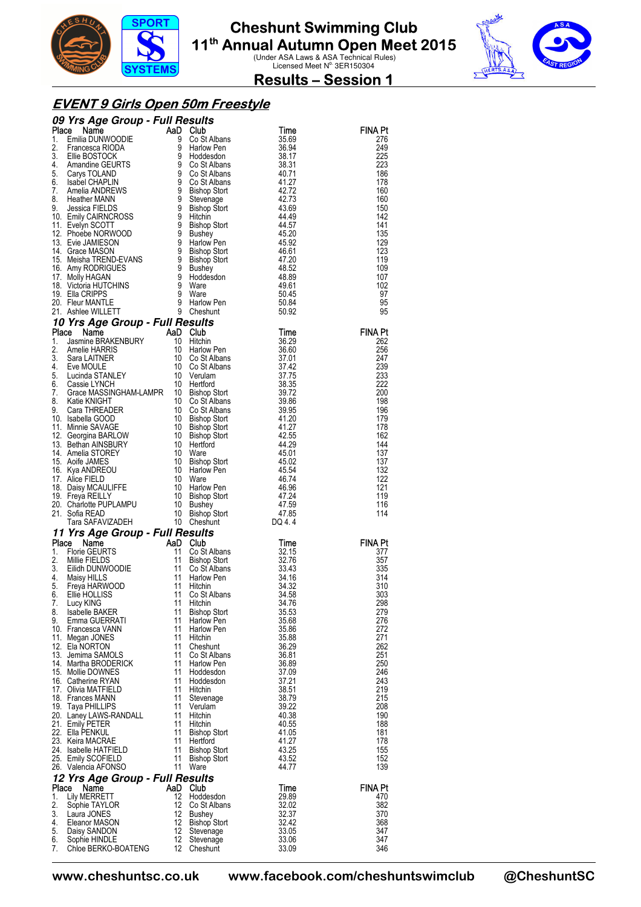# Cheshunt Swimming Club
## 11th Annual Autumn Open Meet 2015
(Under ASA Laws & ASA Technical Rules)
Licensed Meet N° 3ER150304

## Results – Session 1

### EVENT 9 Girls Open 50m Freestyle

#### 09 Yrs Age Group - Full Results

| Place | Name | AaD | Club | Time | FINA Pt |
|---|---|---|---|---|---|
| 1. | Emilia DUNWOODIE | 9 | Co St Albans | 35.69 | 276 |
| 2. | Francesca RIODA | 9 | Harlow Pen | 36.94 | 249 |
| 3. | Ellie BOSTOCK | 9 | Hoddesdon | 38.17 | 225 |
| 4. | Amandine GEURTS | 9 | Co St Albans | 38.31 | 223 |
| 5. | Carys TOLAND | 9 | Co St Albans | 40.71 | 186 |
| 6. | Isabel CHAPLIN | 9 | Co St Albans | 41.27 | 178 |
| 7. | Amelia ANDREWS | 9 | Bishop Stort | 42.72 | 160 |
| 8. | Heather MANN | 9 | Stevenage | 42.73 | 160 |
| 9. | Jessica FIELDS | 9 | Bishop Stort | 43.69 | 150 |
| 10. | Emily CAIRNCROSS | 9 | Hitchin | 44.49 | 142 |
| 11. | Evelyn SCOTT | 9 | Bishop Stort | 44.57 | 141 |
| 12. | Phoebe NORWOOD | 9 | Bushey | 45.20 | 135 |
| 13. | Evie JAMIESON | 9 | Harlow Pen | 45.92 | 129 |
| 14. | Grace MASON | 9 | Bishop Stort | 46.61 | 123 |
| 15. | Meisha TREND-EVANS | 9 | Bishop Stort | 47.20 | 119 |
| 16. | Amy RODRIGUES | 9 | Bushey | 48.52 | 109 |
| 17. | Molly HAGAN | 9 | Hoddesdon | 48.89 | 107 |
| 18. | Victoria HUTCHINS | 9 | Ware | 49.61 | 102 |
| 19. | Ella CRIPPS | 9 | Ware | 50.45 | 97 |
| 20. | Fleur MANTLE | 9 | Harlow Pen | 50.84 | 95 |
| 21. | Ashlee WILLETT | 9 | Cheshunt | 50.92 | 95 |

#### 10 Yrs Age Group - Full Results

| Place | Name | AaD | Club | Time | FINA Pt |
|---|---|---|---|---|---|
| 1. | Jasmine BRAKENBURY | 10 | Hitchin | 36.29 | 262 |
| 2. | Amelie HARRIS | 10 | Harlow Pen | 36.60 | 256 |
| 3. | Sara LAITNER | 10 | Co St Albans | 37.01 | 247 |
| 4. | Eve MOULE | 10 | Co St Albans | 37.42 | 239 |
| 5. | Lucinda STANLEY | 10 | Verulam | 37.75 | 233 |
| 6. | Cassie LYNCH | 10 | Hertford | 38.35 | 222 |
| 7. | Grace MASSINGHAM-LAMPR | 10 | Bishop Stort | 39.72 | 200 |
| 8. | Katie KNIGHT | 10 | Co St Albans | 39.86 | 198 |
| 9. | Cara THREADER | 10 | Co St Albans | 39.95 | 196 |
| 10. | Isabella GOOD | 10 | Bishop Stort | 41.20 | 179 |
| 11. | Minnie SAVAGE | 10 | Bishop Stort | 41.27 | 178 |
| 12. | Georgina BARLOW | 10 | Bishop Stort | 42.55 | 162 |
| 13. | Bethan AINSBURY | 10 | Hertford | 44.29 | 144 |
| 14. | Amelia STOREY | 10 | Ware | 45.01 | 137 |
| 15. | Aoife JAMES | 10 | Bishop Stort | 45.02 | 137 |
| 16. | Kya ANDREOU | 10 | Harlow Pen | 45.54 | 132 |
| 17. | Alice FIELD | 10 | Ware | 46.74 | 122 |
| 18. | Daisy MCAULIFFE | 10 | Harlow Pen | 46.96 | 121 |
| 19. | Freya REILLY | 10 | Bishop Stort | 47.24 | 119 |
| 20. | Charlotte PUPLAMPU | 10 | Bushey | 47.59 | 116 |
| 21. | Sofia READ | 10 | Bishop Stort | 47.85 | 114 |
| | Tara SAFAVIZADEH | 10 | Cheshunt | DQ 4. 4 | |

#### 11 Yrs Age Group - Full Results

| Place | Name | AaD | Club | Time | FINA Pt |
|---|---|---|---|---|---|
| 1. | Florie GEURTS | 11 | Co St Albans | 32.15 | 377 |
| 2. | Millie FIELDS | 11 | Bishop Stort | 32.76 | 357 |
| 3. | Eilidh DUNWOODIE | 11 | Co St Albans | 33.43 | 335 |
| 4. | Maisy HILLS | 11 | Harlow Pen | 34.16 | 314 |
| 5. | Freya HARWOOD | 11 | Hitchin | 34.32 | 310 |
| 6. | Ellie HOLLISS | 11 | Co St Albans | 34.58 | 303 |
| 7. | Lucy KING | 11 | Hitchin | 34.76 | 298 |
| 8. | Isabelle BAKER | 11 | Bishop Stort | 35.53 | 279 |
| 9. | Emma GUERRATI | 11 | Harlow Pen | 35.68 | 276 |
| 10. | Francesca VANN | 11 | Harlow Pen | 35.86 | 272 |
| 11. | Megan JONES | 11 | Hitchin | 35.88 | 271 |
| 12. | Ela NORTON | 11 | Cheshunt | 36.29 | 262 |
| 13. | Jemima SAMOLS | 11 | Co St Albans | 36.81 | 251 |
| 14. | Martha BRODERICK | 11 | Harlow Pen | 36.89 | 250 |
| 15. | Mollie DOWNES | 11 | Hoddesdon | 37.09 | 246 |
| 16. | Catherine RYAN | 11 | Hoddesdon | 37.21 | 243 |
| 17. | Olivia MATFIELD | 11 | Hitchin | 38.51 | 219 |
| 18. | Frances MANN | 11 | Stevenage | 38.79 | 215 |
| 19. | Taya PHILLIPS | 11 | Verulam | 39.22 | 208 |
| 20. | Laney LAWS-RANDALL | 11 | Hitchin | 40.38 | 190 |
| 21. | Emily PETER | 11 | Hitchin | 40.55 | 188 |
| 22. | Ella PENKUL | 11 | Bishop Stort | 41.05 | 181 |
| 23. | Keira MACRAE | 11 | Hertford | 41.27 | 178 |
| 24. | Isabelle HATFIELD | 11 | Bishop Stort | 43.25 | 155 |
| 25. | Emily SCOFIELD | 11 | Bishop Stort | 43.52 | 152 |
| 26. | Valencia AFONSO | 11 | Ware | 44.77 | 139 |

#### 12 Yrs Age Group - Full Results

| Place | Name | AaD | Club | Time | FINA Pt |
|---|---|---|---|---|---|
| 1. | Lily MERRETT | 12 | Hoddesdon | 29.89 | 470 |
| 2. | Sophie TAYLOR | 12 | Co St Albans | 32.02 | 382 |
| 3. | Laura JONES | 12 | Bushey | 32.37 | 370 |
| 4. | Eleanor MASON | 12 | Bishop Stort | 32.42 | 368 |
| 5. | Daisy SANDON | 12 | Stevenage | 33.05 | 347 |
| 6. | Sophie HINDLE | 12 | Stevenage | 33.06 | 347 |
| 7. | Chloe BERKO-BOATENG | 12 | Cheshunt | 33.09 | 346 |

www.cheshuntsc.co.uk www.facebook.com/cheshuntswimclub @CheshuntSC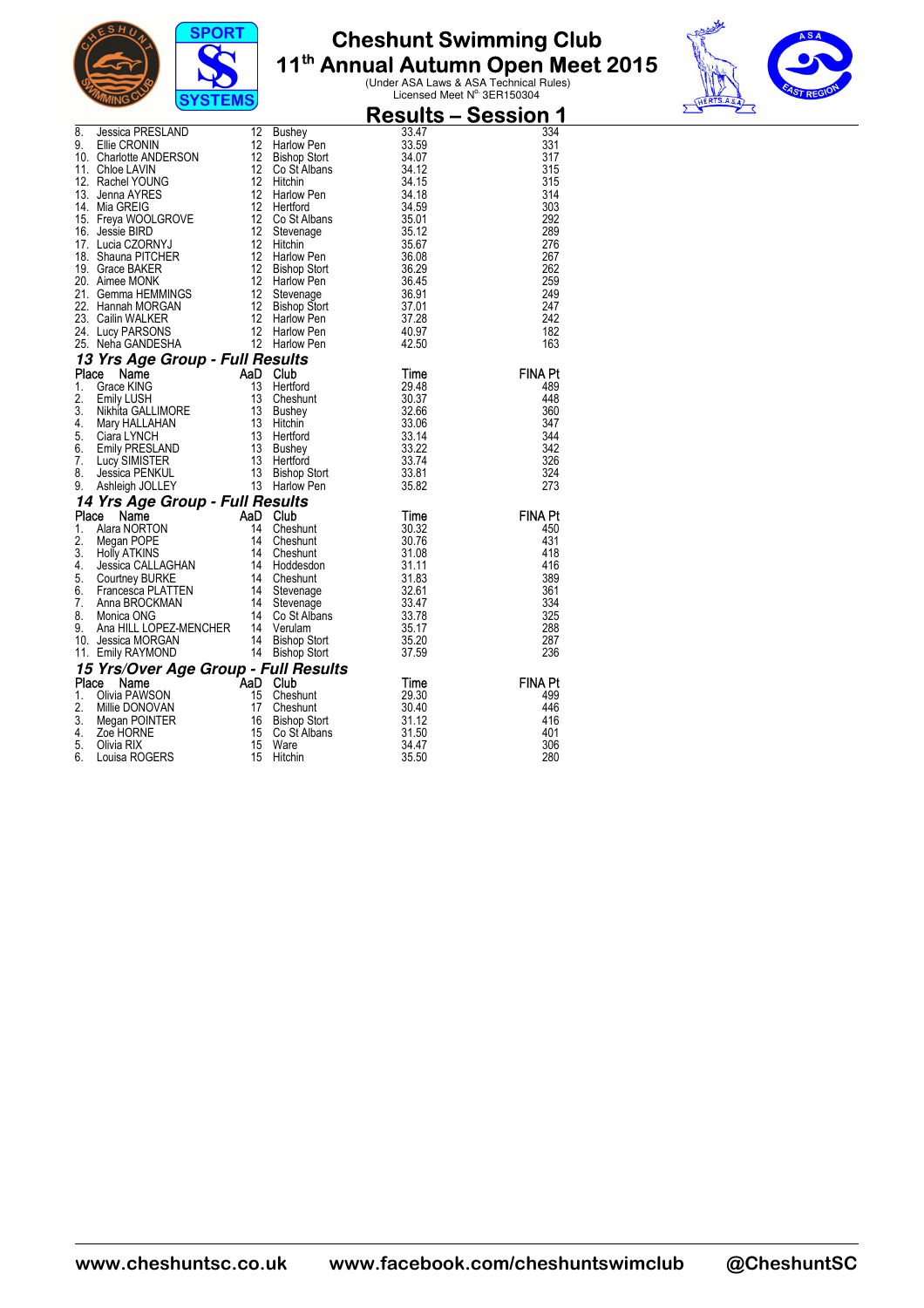# Cheshunt Swimming Club

## 11th Annual Autumn Open Meet 2015

(Under ASA Laws & ASA Technical Rules)
Licensed Meet N[o] 3ER150304

## Results – Session 1

| Place | Name | AaD | Club | Time | FINA Pt |
|---|---|---|---|---|---|
| 8. | Jessica PRESLAND | 12 | Bushey | 33.47 | 334 |
| 9. | Ellie CRONIN | 12 | Harlow Pen | 33.59 | 331 |
| 10. | Charlotte ANDERSON | 12 | Bishop Stort | 34.07 | 317 |
| 11. | Chloe LAVIN | 12 | Co St Albans | 34.12 | 315 |
| 12. | Rachel YOUNG | 12 | Hitchin | 34.15 | 315 |
| 13. | Jenna AYRES | 12 | Harlow Pen | 34.18 | 314 |
| 14. | Mia GREIG | 12 | Hertford | 34.59 | 303 |
| 15. | Freya WOOLGROVE | 12 | Co St Albans | 35.01 | 292 |
| 16. | Jessie BIRD | 12 | Stevenage | 35.12 | 289 |
| 17. | Lucia CZORNYJ | 12 | Hitchin | 35.67 | 276 |
| 18. | Shauna PITCHER | 12 | Harlow Pen | 36.08 | 267 |
| 19. | Grace BAKER | 12 | Bishop Stort | 36.29 | 262 |
| 20. | Aimee MONK | 12 | Harlow Pen | 36.45 | 259 |
| 21. | Gemma HEMMINGS | 12 | Stevenage | 36.91 | 249 |
| 22. | Hannah MORGAN | 12 | Bishop Stort | 37.01 | 247 |
| 23. | Cailin WALKER | 12 | Harlow Pen | 37.28 | 242 |
| 24. | Lucy PARSONS | 12 | Harlow Pen | 40.97 | 182 |
| 25. | Neha GANDESHA | 12 | Harlow Pen | 42.50 | 163 |

### *13 Yrs Age Group - Full Results*

| Place | Name | AaD | Club | Time | FINA Pt |
|---|---|---|---|---|---|
| 1. | Grace KING | 13 | Hertford | 29.48 | 489 |
| 2. | Emily LUSH | 13 | Cheshunt | 30.37 | 448 |
| 3. | Nikhita GALLIMORE | 13 | Bushey | 32.66 | 360 |
| 4. | Mary HALLAHAN | 13 | Hitchin | 33.06 | 347 |
| 5. | Ciara LYNCH | 13 | Hertford | 33.14 | 344 |
| 6. | Emily PRESLAND | 13 | Bushey | 33.22 | 342 |
| 7. | Lucy SIMISTER | 13 | Hertford | 33.74 | 326 |
| 8. | Jessica PENKUL | 13 | Bishop Stort | 33.81 | 324 |
| 9. | Ashleigh JOLLEY | 13 | Harlow Pen | 35.82 | 273 |

### *14 Yrs Age Group - Full Results*

| Place | Name | AaD | Club | Time | FINA Pt |
|---|---|---|---|---|---|
| 1. | Alara NORTON | 14 | Cheshunt | 30.32 | 450 |
| 2. | Megan POPE | 14 | Cheshunt | 30.76 | 431 |
| 3. | Holly ATKINS | 14 | Cheshunt | 31.08 | 418 |
| 4. | Jessica CALLAGHAN | 14 | Hoddesdon | 31.11 | 416 |
| 5. | Courtney BURKE | 14 | Cheshunt | 31.83 | 389 |
| 6. | Francesca PLATTEN | 14 | Stevenage | 32.61 | 361 |
| 7. | Anna BROCKMAN | 14 | Stevenage | 33.47 | 334 |
| 8. | Monica ONG | 14 | Co St Albans | 33.78 | 325 |
| 9. | Ana HILL LOPEZ-MENCHER | 14 | Verulam | 35.17 | 288 |
| 10. | Jessica MORGAN | 14 | Bishop Stort | 35.20 | 287 |
| 11. | Emily RAYMOND | 14 | Bishop Stort | 37.59 | 236 |

### *15 Yrs/Over Age Group - Full Results*

| Place | Name | AaD | Club | Time | FINA Pt |
|---|---|---|---|---|---|
| 1. | Olivia PAWSON | 15 | Cheshunt | 29.30 | 499 |
| 2. | Millie DONOVAN | 17 | Cheshunt | 30.40 | 446 |
| 3. | Megan POINTER | 16 | Bishop Stort | 31.12 | 416 |
| 4. | Zoe HORNE | 15 | Co St Albans | 31.50 | 401 |
| 5. | Olivia RIX | 15 | Ware | 34.47 | 306 |
| 6. | Louisa ROGERS | 15 | Hitchin | 35.50 | 280 |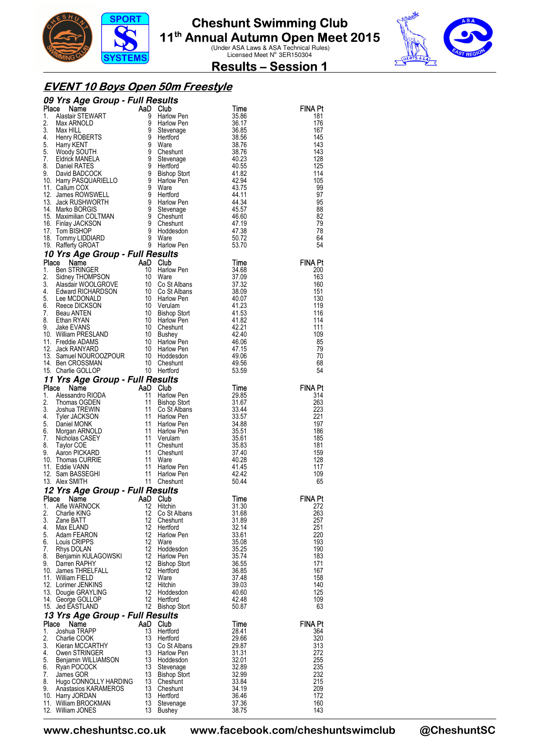# Cheshunt Swimming Club

## 11th Annual Autumn Open Meet 2015

(Under ASA Laws & ASA Technical Rules)
Licensed Meet N° 3ER150304

## Results – Session 1

## EVENT 10 Boys Open 50m Freestyle

### 09 Yrs Age Group - Full Results

| Place | Name | AaD | Club | Time | FINA Pt |
|---|---|---|---|---|---|
| 1. | Alastair STEWART | 9 | Harlow Pen | 35.86 | 181 |
| 2. | Max ARNOLD | 9 | Harlow Pen | 36.17 | 176 |
| 3. | Max HILL | 9 | Stevenage | 36.85 | 167 |
| 4. | Henry ROBERTS | 9 | Hertford | 38.56 | 145 |
| 5. | Harry KENT | 9 | Ware | 38.76 | 143 |
| 5. | Woody SOUTH | 9 | Cheshunt | 38.76 | 143 |
| 7. | Eldrick MANELA | 9 | Stevenage | 40.23 | 128 |
| 8. | Daniel RATES | 9 | Hertford | 40.55 | 125 |
| 9. | David BADCOCK | 9 | Bishop Stort | 41.82 | 114 |
| 10. | Harry PASQUARIELLO | 9 | Harlow Pen | 42.94 | 105 |
| 11. | Callum COX | 9 | Ware | 43.75 | 99 |
| 12. | James ROWSWELL | 9 | Hertford | 44.11 | 97 |
| 13. | Jack RUSHWORTH | 9 | Harlow Pen | 44.34 | 95 |
| 14. | Marko BORGIS | 9 | Stevenage | 45.57 | 88 |
| 15. | Maximilian COLTMAN | 9 | Cheshunt | 46.60 | 82 |
| 16. | Finlay JACKSON | 9 | Cheshunt | 47.19 | 79 |
| 17. | Tom BISHOP | 9 | Hoddesdon | 47.38 | 78 |
| 18. | Tommy LIDDIARD | 9 | Ware | 50.72 | 64 |
| 19. | Rafferty GROAT | 9 | Harlow Pen | 53.70 | 54 |

### 10 Yrs Age Group - Full Results

| Place | Name | AaD | Club | Time | FINA Pt |
|---|---|---|---|---|---|
| 1. | Ben STRINGER | 10 | Harlow Pen | 34.68 | 200 |
| 2. | Sidney THOMPSON | 10 | Ware | 37.09 | 163 |
| 3. | Alasdair WOOLGROVE | 10 | Co St Albans | 37.32 | 160 |
| 4. | Edward RICHARDSON | 10 | Co St Albans | 38.09 | 151 |
| 5. | Lee MCDONALD | 10 | Harlow Pen | 40.07 | 130 |
| 6. | Reece DICKSON | 10 | Verulam | 41.23 | 119 |
| 7. | Beau ANTEN | 10 | Bishop Stort | 41.53 | 116 |
| 8. | Ethan RYAN | 10 | Harlow Pen | 41.82 | 114 |
| 9. | Jake EVANS | 10 | Cheshunt | 42.21 | 111 |
| 10. | William PRESLAND | 10 | Bushey | 42.40 | 109 |
| 11. | Freddie ADAMS | 10 | Harlow Pen | 46.06 | 85 |
| 12. | Jack RANYARD | 10 | Harlow Pen | 47.15 | 79 |
| 13. | Samuel NOUROOZPOUR | 10 | Hoddesdon | 49.06 | 70 |
| 14. | Ben CROSSMAN | 10 | Cheshunt | 49.56 | 68 |
| 15. | Charlie GOLLOP | 10 | Hertford | 53.59 | 54 |

### 11 Yrs Age Group - Full Results

| Place | Name | AaD | Club | Time | FINA Pt |
|---|---|---|---|---|---|
| 1. | Alessandro RIODA | 11 | Harlow Pen | 29.85 | 314 |
| 2. | Thomas OGDEN | 11 | Bishop Stort | 31.67 | 263 |
| 3. | Joshua TREWIN | 11 | Co St Albans | 33.44 | 223 |
| 4. | Tyler JACKSON | 11 | Harlow Pen | 33.57 | 221 |
| 5. | Daniel MONK | 11 | Harlow Pen | 34.88 | 197 |
| 6. | Morgan ARNOLD | 11 | Harlow Pen | 35.51 | 186 |
| 7. | Nicholas CASEY | 11 | Verulam | 35.61 | 185 |
| 8. | Taylor COE | 11 | Cheshunt | 35.83 | 181 |
| 9. | Aaron PICKARD | 11 | Cheshunt | 37.40 | 159 |
| 10. | Thomas CURRIE | 11 | Ware | 40.28 | 128 |
| 11. | Eddie VANN | 11 | Harlow Pen | 41.45 | 117 |
| 12. | Sam BASSEGHI | 11 | Harlow Pen | 42.42 | 109 |
| 13. | Alex SMITH | 11 | Cheshunt | 50.44 | 65 |

### 12 Yrs Age Group - Full Results

| Place | Name | AaD | Club | Time | FINA Pt |
|---|---|---|---|---|---|
| 1. | Alfie WARNOCK | 12 | Hitchin | 31.30 | 272 |
| 2. | Charlie KING | 12 | Co St Albans | 31.68 | 263 |
| 3. | Zane BATT | 12 | Cheshunt | 31.89 | 257 |
| 4. | Max ELAND | 12 | Hertford | 32.14 | 251 |
| 5. | Adam FEARON | 12 | Harlow Pen | 33.61 | 220 |
| 6. | Louis CRIPPS | 12 | Ware | 35.08 | 193 |
| 7. | Rhys DOLAN | 12 | Hoddesdon | 35.25 | 190 |
| 8. | Benjamin KULAGOWSKI | 12 | Harlow Pen | 35.74 | 183 |
| 9. | Darren RAPHY | 12 | Bishop Stort | 36.55 | 171 |
| 10. | James THRELFALL | 12 | Hertford | 36.85 | 167 |
| 11. | William FIELD | 12 | Ware | 37.48 | 158 |
| 12. | Lorimer JENKINS | 12 | Hitchin | 39.03 | 140 |
| 13. | Dougie GRAYLING | 12 | Hoddesdon | 40.60 | 125 |
| 14. | George GOLLOP | 12 | Hertford | 42.48 | 109 |
| 15. | Jed EASTLAND | 12 | Bishop Stort | 50.87 | 63 |

### 13 Yrs Age Group - Full Results

| Place | Name | AaD | Club | Time | FINA Pt |
|---|---|---|---|---|---|
| 1. | Joshua TRAPP | 13 | Hertford | 28.41 | 364 |
| 2. | Charlie COOK | 13 | Hertford | 29.66 | 320 |
| 3. | Kieran MCCARTHY | 13 | Co St Albans | 29.87 | 313 |
| 4. | Owen STRINGER | 13 | Harlow Pen | 31.31 | 272 |
| 5. | Benjamin WILLIAMSON | 13 | Hoddesdon | 32.01 | 255 |
| 6. | Ryan POCOCK | 13 | Stevenage | 32.89 | 235 |
| 7. | James GOR | 13 | Bishop Stort | 32.99 | 232 |
| 8. | Hugo CONNOLLY HARDING | 13 | Cheshunt | 33.84 | 215 |
| 9. | Anastasios KARAMEROS | 13 | Cheshunt | 34.19 | 209 |
| 10. | Harry JORDAN | 13 | Hertford | 36.46 | 172 |
| 11. | William BROCKMAN | 13 | Stevenage | 37.36 | 160 |
| 12. | William JONES | 13 | Bushey | 38.75 | 143 |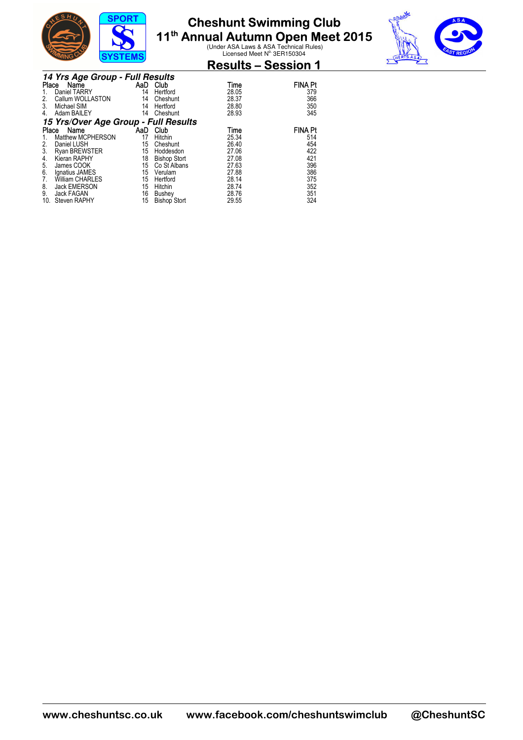# Cheshunt Swimming Club

## 11th Annual Autumn Open Meet 2015

(Under ASA Laws & ASA Technical Rules)
Licensed Meet N° 3ER150304

## Results – Session 1

### *14 Yrs Age Group - Full Results*

| Place | Name | AaD | Club | Time | FINA Pt |
|---|---|---|---|---|---|
| 1. | Daniel TARRY | 14 | Hertford | 28.05 | 379 |
| 2. | Callum WOLLASTON | 14 | Cheshunt | 28.37 | 366 |
| 3. | Michael SIM | 14 | Hertford | 28.80 | 350 |
| 4. | Adam BAILEY | 14 | Cheshunt | 28.93 | 345 |

### *15 Yrs/Over Age Group - Full Results*

| Place | Name | AaD | Club | Time | FINA Pt |
|---|---|---|---|---|---|
| 1. | Matthew MCPHERSON | 17 | Hitchin | 25.34 | 514 |
| 2. | Daniel LUSH | 15 | Cheshunt | 26.40 | 454 |
| 3. | Ryan BREWSTER | 15 | Hoddesdon | 27.06 | 422 |
| 4. | Kieran RAPHY | 18 | Bishop Stort | 27.08 | 421 |
| 5. | James COOK | 15 | Co St Albans | 27.63 | 396 |
| 6. | Ignatius JAMES | 15 | Verulam | 27.88 | 386 |
| 7. | William CHARLES | 15 | Hertford | 28.14 | 375 |
| 8. | Jack EMERSON | 15 | Hitchin | 28.74 | 352 |
| 9. | Jack FAGAN | 16 | Bushey | 28.76 | 351 |
| 10. | Steven RAPHY | 15 | Bishop Stort | 29.55 | 324 |